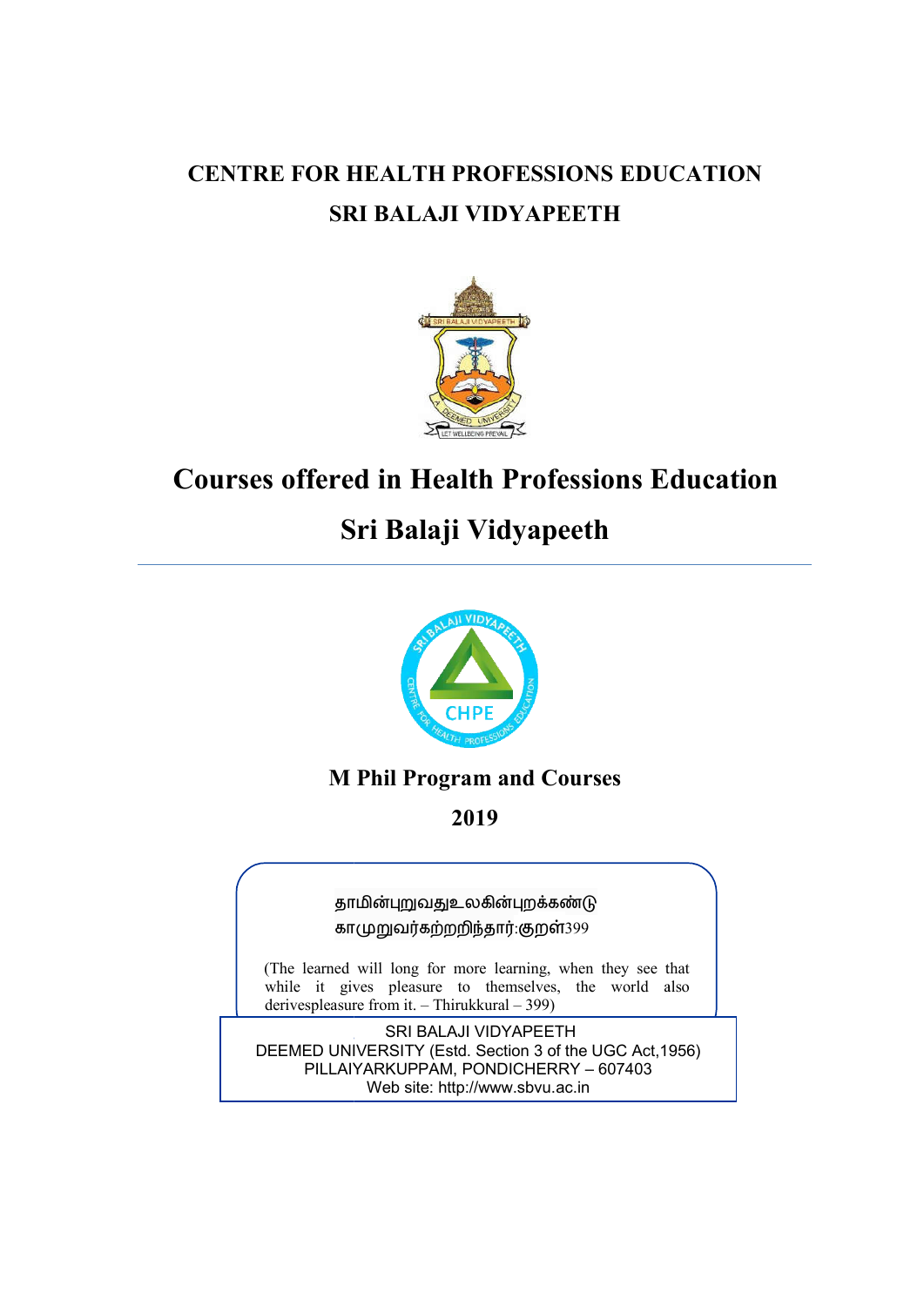# CENTRE FOR HEALTH PROFESSIONS EDUCATION

# SRI BALAJI VIDYAPEETH

# Courses offered in Health Professions Education

# Sri Balaji Vidyapeeth

## M Phil Program and Courses

## 2019

தாமின்புறுவதுஉலகின்புறக்கண்டு
காமுறுவர்கற்றறிந்தார்:குறள்399

(The learned will long for more learning, when they see that while it gives pleasure to themselves, the world also derivespleasure from it. – Thirukkural – 399)

SRI BALAJI VIDYAPEETH
DEEMED UNIVERSITY (Estd. Section 3 of the UGC Act,1956)
PILLAIYARKUPPAM, PONDICHERRY – 607403
Web site: http://www.sbvu.ac.in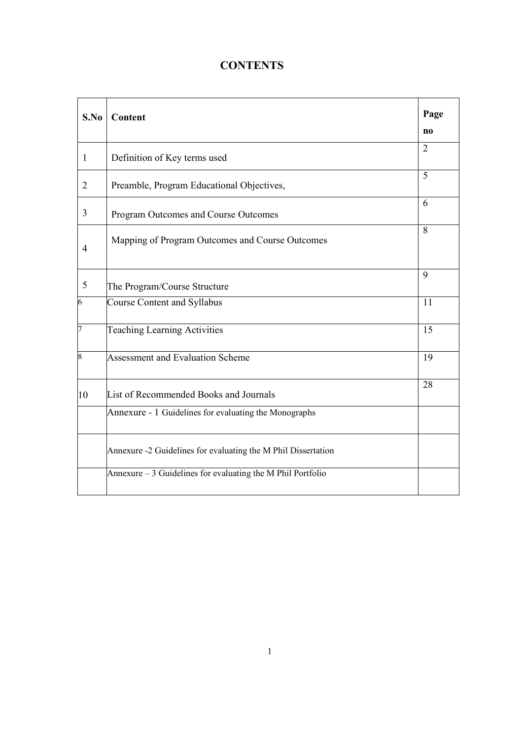# CONTENTS

| S.No | Content | Page no |
|---|---|---|
| 1 | Definition of Key terms used | 2 |
| 2 | Preamble, Program Educational Objectives, | 5 |
| 3 | Program Outcomes and Course Outcomes | 6 |
| 4 | Mapping of Program Outcomes and Course Outcomes | 8 |
| 5 | The Program/Course Structure | 9 |
| 6 | Course Content and Syllabus | 11 |
| 7 | Teaching Learning Activities | 15 |
| 8 | Assessment and Evaluation Scheme | 19 |
| 10 | List of Recommended Books and Journals | 28 |
| | Annexure - 1 Guidelines for evaluating the Monographs | |
| | Annexure -2 Guidelines for evaluating the M Phil Dissertation | |
| | Annexure – 3 Guidelines for evaluating the M Phil Portfolio | |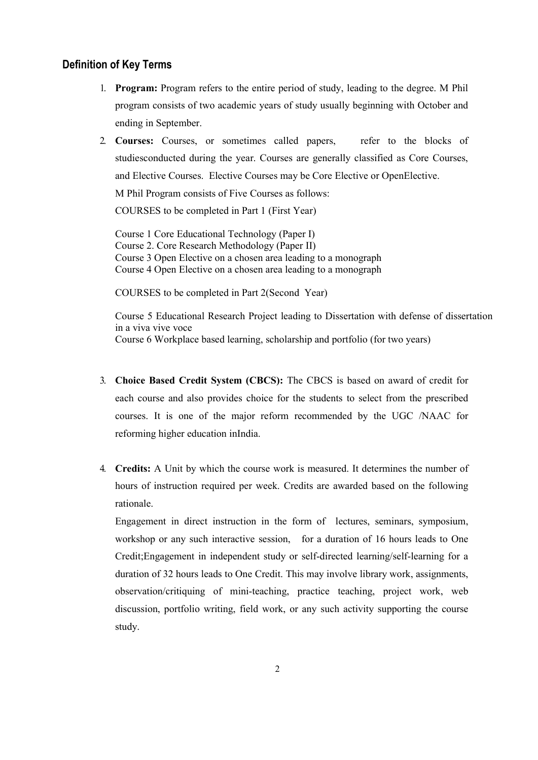## Definition of Key Terms

1. **Program:** Program refers to the entire period of study, leading to the degree. M Phil program consists of two academic years of study usually beginning with October and ending in September.

2. **Courses:** Courses, or sometimes called papers, refer to the blocks of studiesconducted during the year. Courses are generally classified as Core Courses, and Elective Courses. Elective Courses may be Core Elective or OpenElective.

   M Phil Program consists of Five Courses as follows:

   COURSES to be completed in Part 1 (First Year)

   Course 1 Core Educational Technology (Paper I)
   Course 2. Core Research Methodology (Paper II)
   Course 3 Open Elective on a chosen area leading to a monograph
   Course 4 Open Elective on a chosen area leading to a monograph

   COURSES to be completed in Part 2(Second Year)

   Course 5 Educational Research Project leading to Dissertation with defense of dissertation in a viva vive voce
   Course 6 Workplace based learning, scholarship and portfolio (for two years)

3. **Choice Based Credit System (CBCS):** The CBCS is based on award of credit for each course and also provides choice for the students to select from the prescribed courses. It is one of the major reform recommended by the UGC /NAAC for reforming higher education inIndia.

4. **Credits:** A Unit by which the course work is measured. It determines the number of hours of instruction required per week. Credits are awarded based on the following rationale.

   Engagement in direct instruction in the form of lectures, seminars, symposium, workshop or any such interactive session, for a duration of 16 hours leads to One Credit;Engagement in independent study or self-directed learning/self-learning for a duration of 32 hours leads to One Credit. This may involve library work, assignments, observation/critiquing of mini-teaching, practice teaching, project work, web discussion, portfolio writing, field work, or any such activity supporting the course study.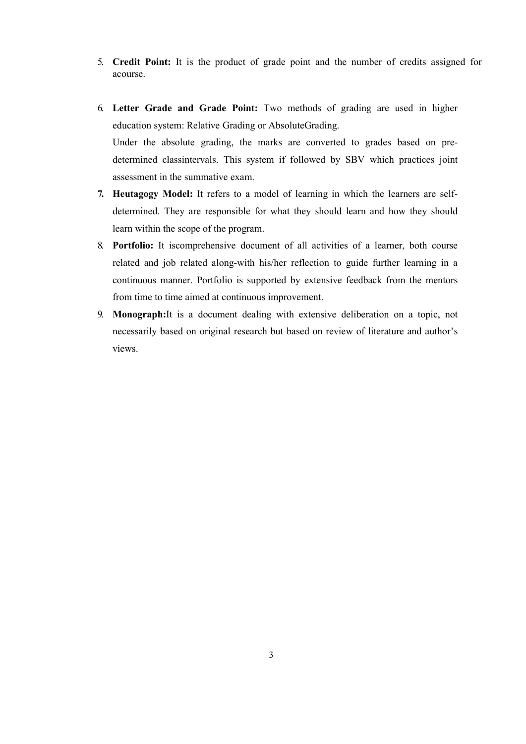5. **Credit Point:** It is the product of grade point and the number of credits assigned for acourse.

6. **Letter Grade and Grade Point:** Two methods of grading are used in higher education system: Relative Grading or AbsoluteGrading.

   Under the absolute grading, the marks are converted to grades based on pre-determined classintervals. This system if followed by SBV which practices joint assessment in the summative exam.

7. **Heutagogy Model:** It refers to a model of learning in which the learners are self-determined. They are responsible for what they should learn and how they should learn within the scope of the program.

8. **Portfolio:** It iscomprehensive document of all activities of a learner, both course related and job related along-with his/her reflection to guide further learning in a continuous manner. Portfolio is supported by extensive feedback from the mentors from time to time aimed at continuous improvement.

9. **Monograph:**It is a document dealing with extensive deliberation on a topic, not necessarily based on original research but based on review of literature and author's views.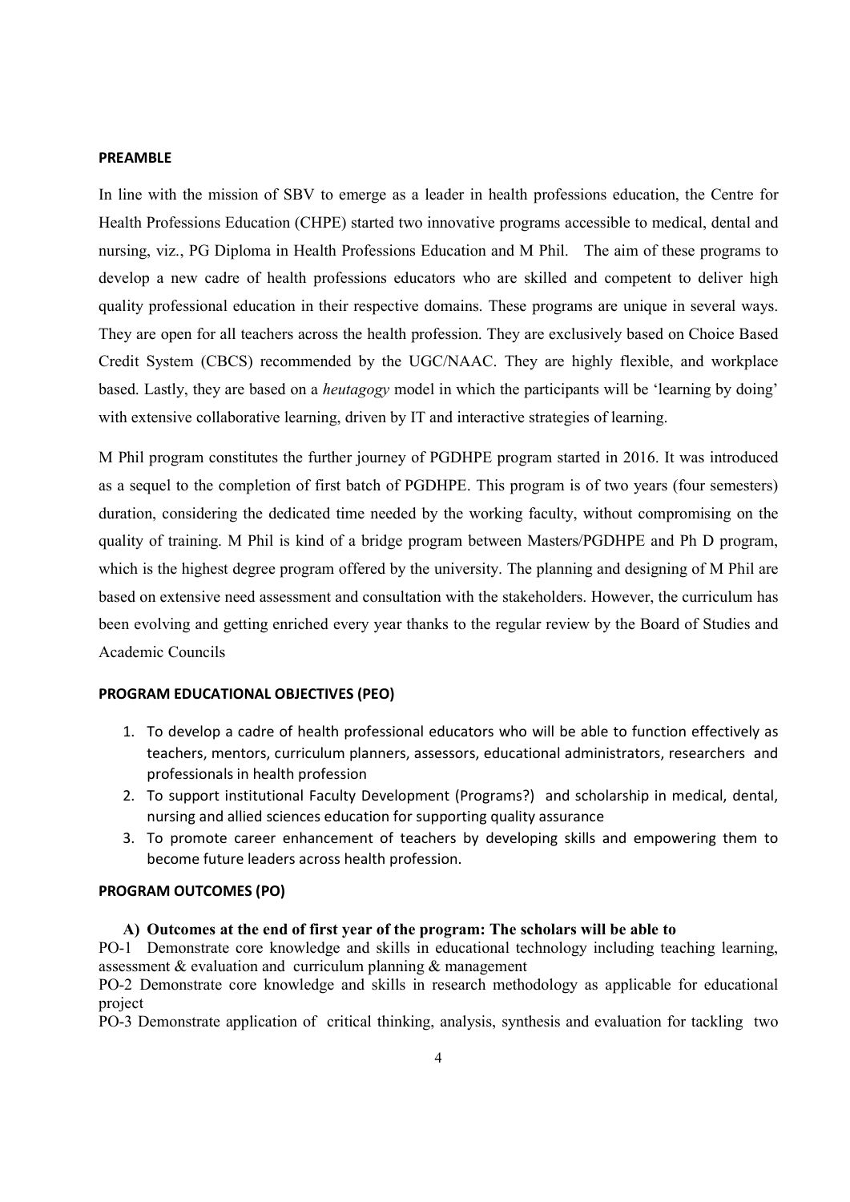**PREAMBLE**

In line with the mission of SBV to emerge as a leader in health professions education, the Centre for Health Professions Education (CHPE) started two innovative programs accessible to medical, dental and nursing, viz., PG Diploma in Health Professions Education and M Phil. The aim of these programs to develop a new cadre of health professions educators who are skilled and competent to deliver high quality professional education in their respective domains. These programs are unique in several ways. They are open for all teachers across the health profession. They are exclusively based on Choice Based Credit System (CBCS) recommended by the UGC/NAAC. They are highly flexible, and workplace based. Lastly, they are based on a *heutagogy* model in which the participants will be 'learning by doing' with extensive collaborative learning, driven by IT and interactive strategies of learning.

M Phil program constitutes the further journey of PGDHPE program started in 2016. It was introduced as a sequel to the completion of first batch of PGDHPE. This program is of two years (four semesters) duration, considering the dedicated time needed by the working faculty, without compromising on the quality of training. M Phil is kind of a bridge program between Masters/PGDHPE and Ph D program, which is the highest degree program offered by the university. The planning and designing of M Phil are based on extensive need assessment and consultation with the stakeholders. However, the curriculum has been evolving and getting enriched every year thanks to the regular review by the Board of Studies and Academic Councils

**PROGRAM EDUCATIONAL OBJECTIVES (PEO)**

1. To develop a cadre of health professional educators who will be able to function effectively as teachers, mentors, curriculum planners, assessors, educational administrators, researchers and professionals in health profession
2. To support institutional Faculty Development (Programs?) and scholarship in medical, dental, nursing and allied sciences education for supporting quality assurance
3. To promote career enhancement of teachers by developing skills and empowering them to become future leaders across health profession.

**PROGRAM OUTCOMES (PO)**

**A) Outcomes at the end of first year of the program: The scholars will be able to**

PO-1 Demonstrate core knowledge and skills in educational technology including teaching learning, assessment & evaluation and curriculum planning & management

PO-2 Demonstrate core knowledge and skills in research methodology as applicable for educational project

PO-3 Demonstrate application of critical thinking, analysis, synthesis and evaluation for tackling two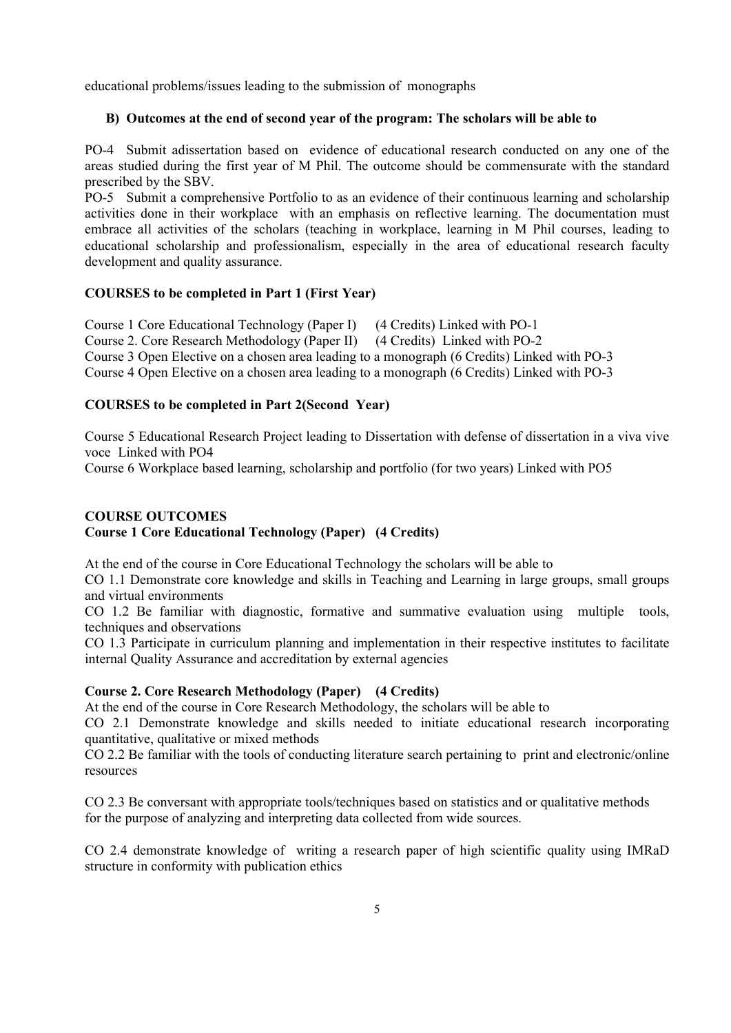educational problems/issues leading to the submission of monographs

**B) Outcomes at the end of second year of the program: The scholars will be able to**

PO-4 Submit adissertation based on evidence of educational research conducted on any one of the areas studied during the first year of M Phil. The outcome should be commensurate with the standard prescribed by the SBV.

PO-5 Submit a comprehensive Portfolio to as an evidence of their continuous learning and scholarship activities done in their workplace with an emphasis on reflective learning. The documentation must embrace all activities of the scholars (teaching in workplace, learning in M Phil courses, leading to educational scholarship and professionalism, especially in the area of educational research faculty development and quality assurance.

**COURSES to be completed in Part 1 (First Year)**

Course 1 Core Educational Technology (Paper I) (4 Credits) Linked with PO-1
Course 2. Core Research Methodology (Paper II) (4 Credits) Linked with PO-2
Course 3 Open Elective on a chosen area leading to a monograph (6 Credits) Linked with PO-3
Course 4 Open Elective on a chosen area leading to a monograph (6 Credits) Linked with PO-3

**COURSES to be completed in Part 2(Second Year)**

Course 5 Educational Research Project leading to Dissertation with defense of dissertation in a viva vive voce Linked with PO4
Course 6 Workplace based learning, scholarship and portfolio (for two years) Linked with PO5

**COURSE OUTCOMES**
**Course 1 Core Educational Technology (Paper) (4 Credits)**

At the end of the course in Core Educational Technology the scholars will be able to

CO 1.1 Demonstrate core knowledge and skills in Teaching and Learning in large groups, small groups and virtual environments

CO 1.2 Be familiar with diagnostic, formative and summative evaluation using multiple tools, techniques and observations

CO 1.3 Participate in curriculum planning and implementation in their respective institutes to facilitate internal Quality Assurance and accreditation by external agencies

**Course 2. Core Research Methodology (Paper) (4 Credits)**

At the end of the course in Core Research Methodology, the scholars will be able to

CO 2.1 Demonstrate knowledge and skills needed to initiate educational research incorporating quantitative, qualitative or mixed methods

CO 2.2 Be familiar with the tools of conducting literature search pertaining to print and electronic/online resources

CO 2.3 Be conversant with appropriate tools/techniques based on statistics and or qualitative methods for the purpose of analyzing and interpreting data collected from wide sources.

CO 2.4 demonstrate knowledge of writing a research paper of high scientific quality using IMRaD structure in conformity with publication ethics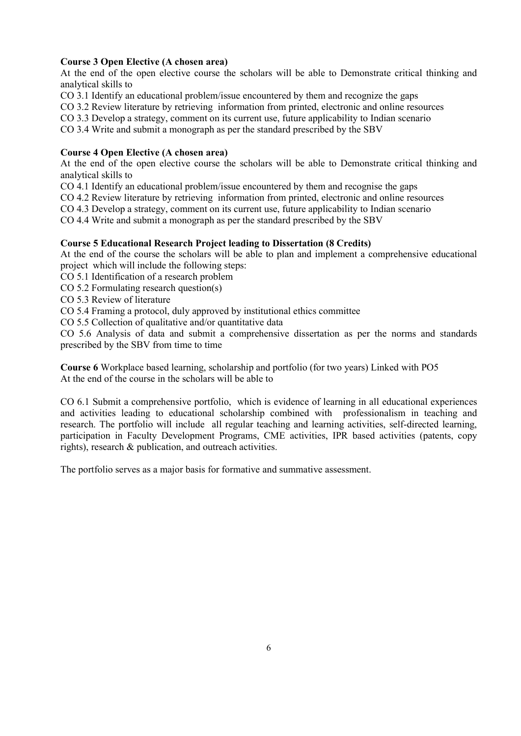**Course 3 Open Elective (A chosen area)**

At the end of the open elective course the scholars will be able to Demonstrate critical thinking and analytical skills to

CO 3.1 Identify an educational problem/issue encountered by them and recognize the gaps

CO 3.2 Review literature by retrieving information from printed, electronic and online resources

CO 3.3 Develop a strategy, comment on its current use, future applicability to Indian scenario

CO 3.4 Write and submit a monograph as per the standard prescribed by the SBV

**Course 4 Open Elective (A chosen area)**

At the end of the open elective course the scholars will be able to Demonstrate critical thinking and analytical skills to

CO 4.1 Identify an educational problem/issue encountered by them and recognise the gaps

CO 4.2 Review literature by retrieving information from printed, electronic and online resources

CO 4.3 Develop a strategy, comment on its current use, future applicability to Indian scenario

CO 4.4 Write and submit a monograph as per the standard prescribed by the SBV

**Course 5 Educational Research Project leading to Dissertation (8 Credits)**

At the end of the course the scholars will be able to plan and implement a comprehensive educational project which will include the following steps:

CO 5.1 Identification of a research problem

CO 5.2 Formulating research question(s)

CO 5.3 Review of literature

CO 5.4 Framing a protocol, duly approved by institutional ethics committee

CO 5.5 Collection of qualitative and/or quantitative data

CO 5.6 Analysis of data and submit a comprehensive dissertation as per the norms and standards prescribed by the SBV from time to time

**Course 6** Workplace based learning, scholarship and portfolio (for two years) Linked with PO5

At the end of the course in the scholars will be able to

CO 6.1 Submit a comprehensive portfolio, which is evidence of learning in all educational experiences and activities leading to educational scholarship combined with professionalism in teaching and research. The portfolio will include all regular teaching and learning activities, self-directed learning, participation in Faculty Development Programs, CME activities, IPR based activities (patents, copy rights), research & publication, and outreach activities.

The portfolio serves as a major basis for formative and summative assessment.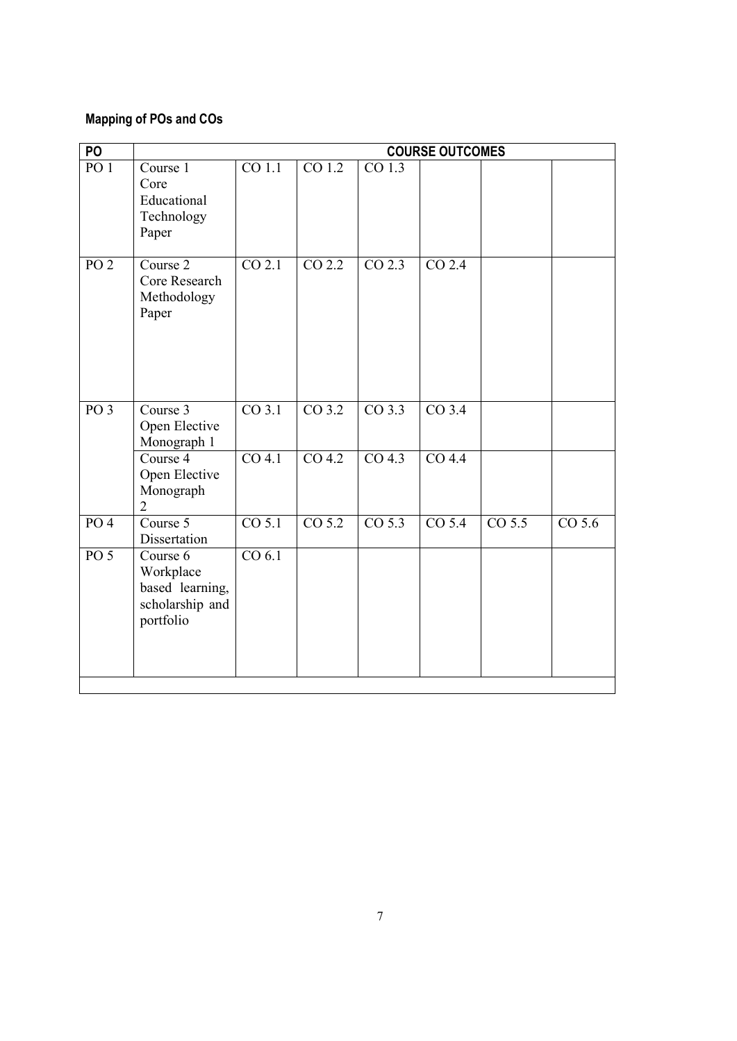**Mapping of POs and COs**

| PO | COURSE OUTCOMES | | | | | | |
|---|---|---|---|---|---|---|---|
| PO 1 | Course 1 Core Educational Technology Paper | CO 1.1 | CO 1.2 | CO 1.3 | | | |
| PO 2 | Course 2 Core Research Methodology Paper | CO 2.1 | CO 2.2 | CO 2.3 | CO 2.4 | | |
| PO 3 | Course 3 Open Elective Monograph 1 | CO 3.1 | CO 3.2 | CO 3.3 | CO 3.4 | | |
| | Course 4 Open Elective Monograph 2 | CO 4.1 | CO 4.2 | CO 4.3 | CO 4.4 | | |
| PO 4 | Course 5 Dissertation | CO 5.1 | CO 5.2 | CO 5.3 | CO 5.4 | CO 5.5 | CO 5.6 |
| PO 5 | Course 6 Workplace based learning, scholarship and portfolio | CO 6.1 | | | | | |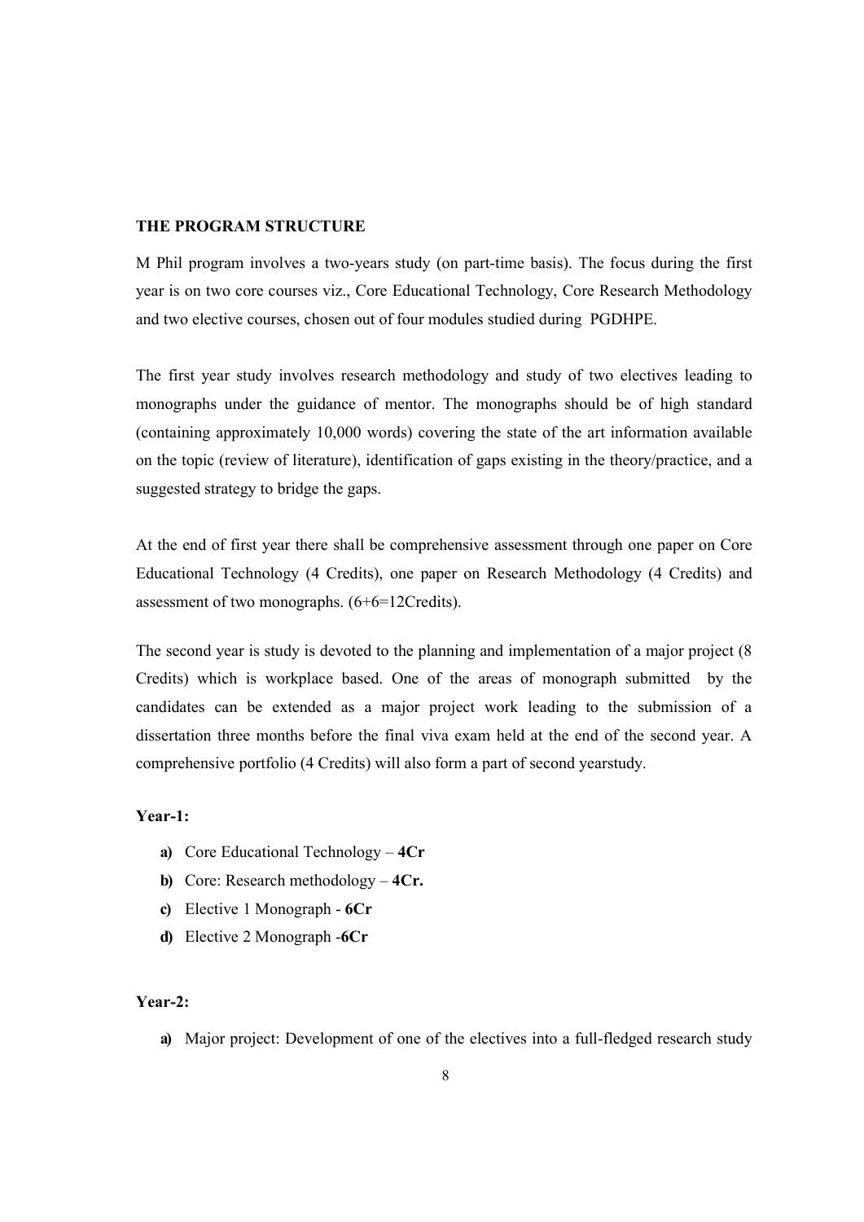**THE PROGRAM STRUCTURE**

M Phil program involves a two-years study (on part-time basis). The focus during the first year is on two core courses viz., Core Educational Technology, Core Research Methodology and two elective courses, chosen out of four modules studied during PGDHPE.

The first year study involves research methodology and study of two electives leading to monographs under the guidance of mentor. The monographs should be of high standard (containing approximately 10,000 words) covering the state of the art information available on the topic (review of literature), identification of gaps existing in the theory/practice, and a suggested strategy to bridge the gaps.

At the end of first year there shall be comprehensive assessment through one paper on Core Educational Technology (4 Credits), one paper on Research Methodology (4 Credits) and assessment of two monographs. (6+6=12Credits).

The second year is study is devoted to the planning and implementation of a major project (8 Credits) which is workplace based. One of the areas of monograph submitted by the candidates can be extended as a major project work leading to the submission of a dissertation three months before the final viva exam held at the end of the second year. A comprehensive portfolio (4 Credits) will also form a part of second yearstudy.

**Year-1:**

- **a)** Core Educational Technology – **4Cr**
- **b)** Core: Research methodology – **4Cr.**
- **c)** Elective 1 Monograph - **6Cr**
- **d)** Elective 2 Monograph -**6Cr**

**Year-2:**

- **a)** Major project: Development of one of the electives into a full-fledged research study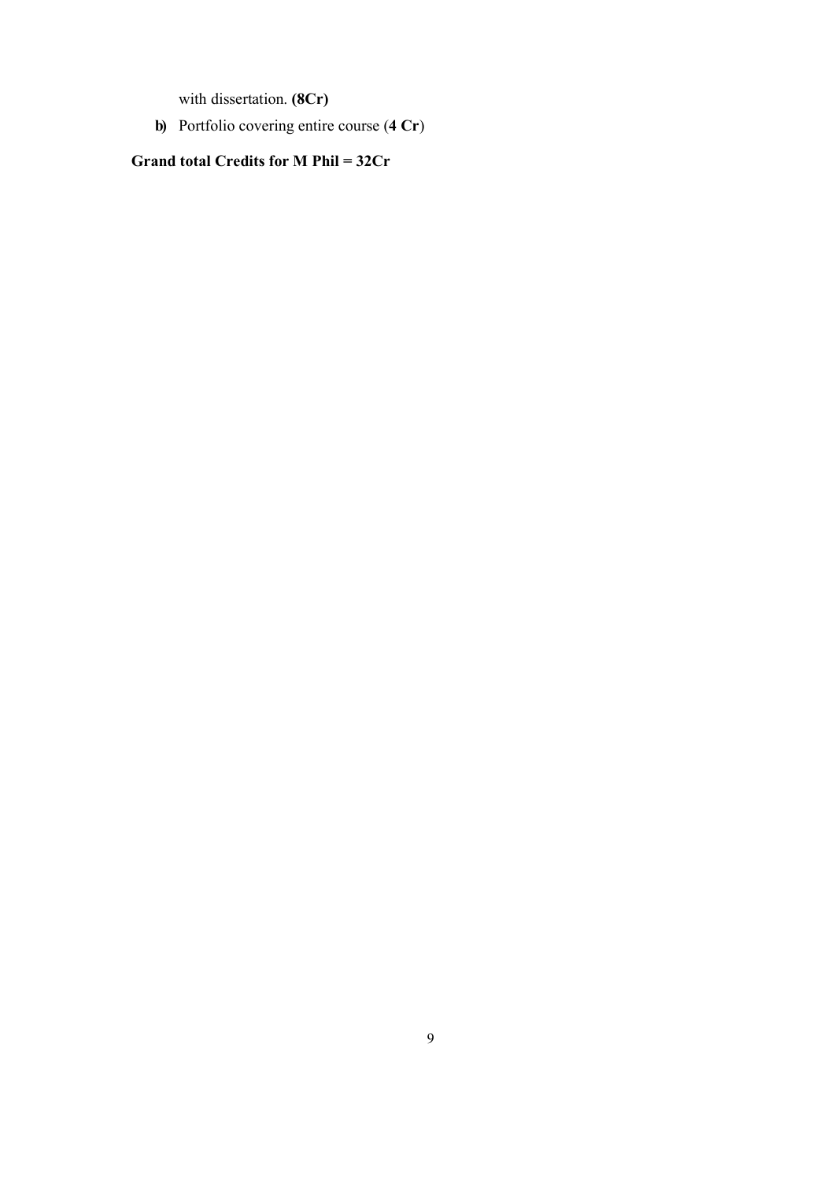with dissertation. **(8Cr)**

b) Portfolio covering entire course (**4 Cr**)

**Grand total Credits for M Phil = 32Cr**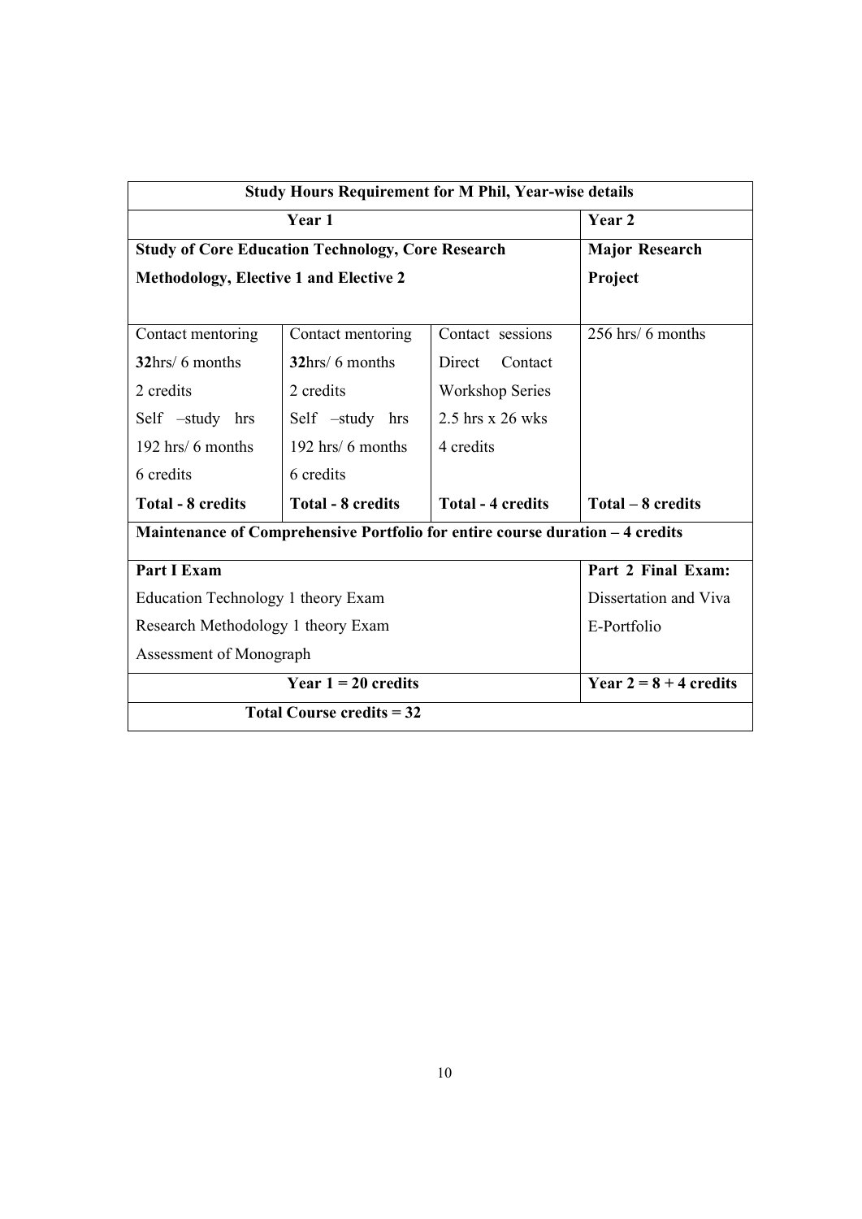| **Study Hours Requirement for M Phil, Year-wise details** | | | |
|---|---|---|---|
| **Year 1** | | | **Year 2** |
| **Study of Core Education Technology, Core Research Methodology, Elective 1 and Elective 2** | | | **Major Research Project** |
| Contact mentoring **32**hrs/ 6 months 2 credits Self –study hrs 192 hrs/ 6 months 6 credits **Total - 8 credits** | Contact mentoring **32**hrs/ 6 months 2 credits Self –study hrs 192 hrs/ 6 months 6 credits **Total - 8 credits** | Contact sessions Direct Contact Workshop Series 2.5 hrs x 26 wks 4 credits **Total - 4 credits** | 256 hrs/ 6 months **Total – 8 credits** |
| **Maintenance of Comprehensive Portfolio for entire course duration – 4 credits** | | | |
| **Part I Exam** Education Technology 1 theory Exam Research Methodology 1 theory Exam Assessment of Monograph | | | **Part 2 Final Exam:** Dissertation and Viva E-Portfolio |
| **Year 1 = 20 credits** | | | **Year 2 = 8 + 4 credits** |
| **Total Course credits = 32** | | | |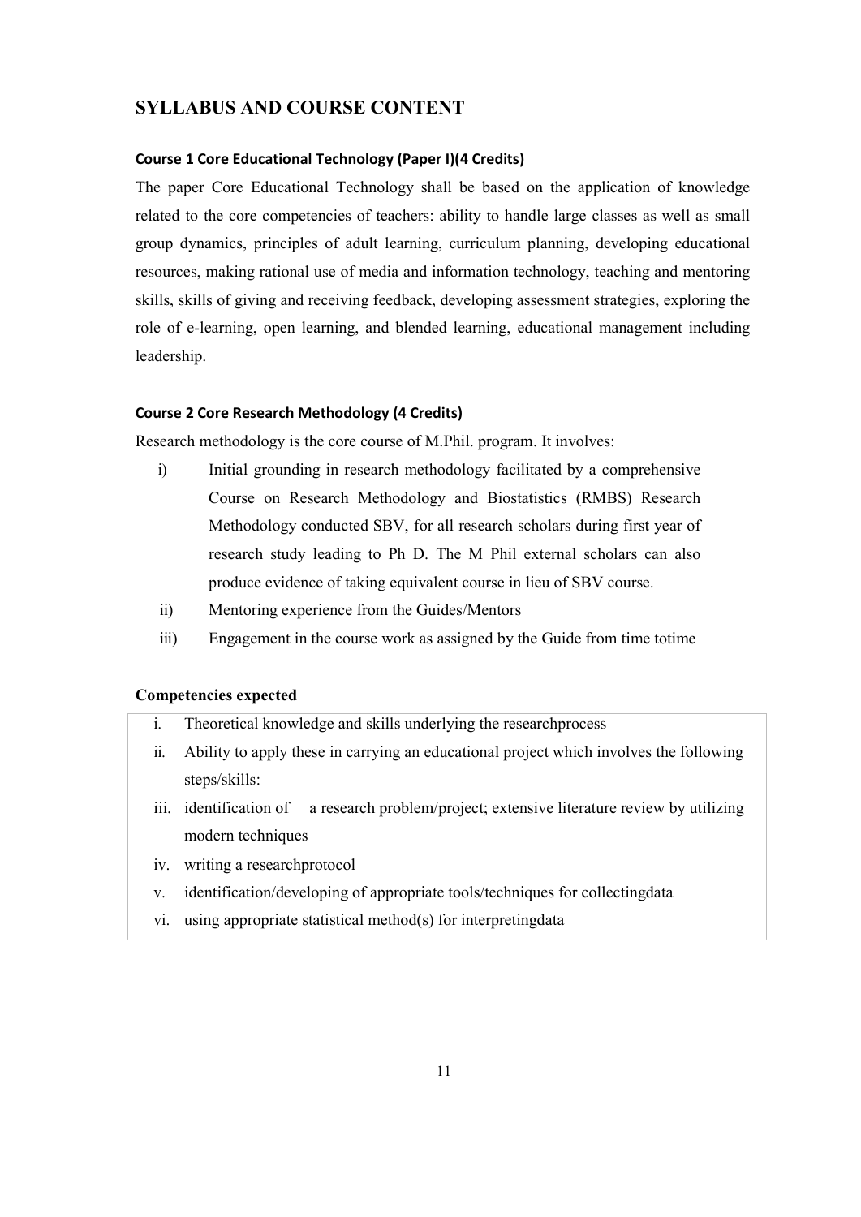## SYLLABUS AND COURSE CONTENT

### Course 1 Core Educational Technology (Paper I)(4 Credits)

The paper Core Educational Technology shall be based on the application of knowledge related to the core competencies of teachers: ability to handle large classes as well as small group dynamics, principles of adult learning, curriculum planning, developing educational resources, making rational use of media and information technology, teaching and mentoring skills, skills of giving and receiving feedback, developing assessment strategies, exploring the role of e-learning, open learning, and blended learning, educational management including leadership.

### Course 2 Core Research Methodology (4 Credits)

Research methodology is the core course of M.Phil. program. It involves:

i) Initial grounding in research methodology facilitated by a comprehensive Course on Research Methodology and Biostatistics (RMBS) Research Methodology conducted SBV, for all research scholars during first year of research study leading to Ph D. The M Phil external scholars can also produce evidence of taking equivalent course in lieu of SBV course.

ii) Mentoring experience from the Guides/Mentors

iii) Engagement in the course work as assigned by the Guide from time totime

**Competencies expected**

i. Theoretical knowledge and skills underlying the researchprocess

ii. Ability to apply these in carrying an educational project which involves the following steps/skills:

iii. identification of a research problem/project; extensive literature review by utilizing modern techniques

iv. writing a researchprotocol

v. identification/developing of appropriate tools/techniques for collectingdata

vi. using appropriate statistical method(s) for interpretingdata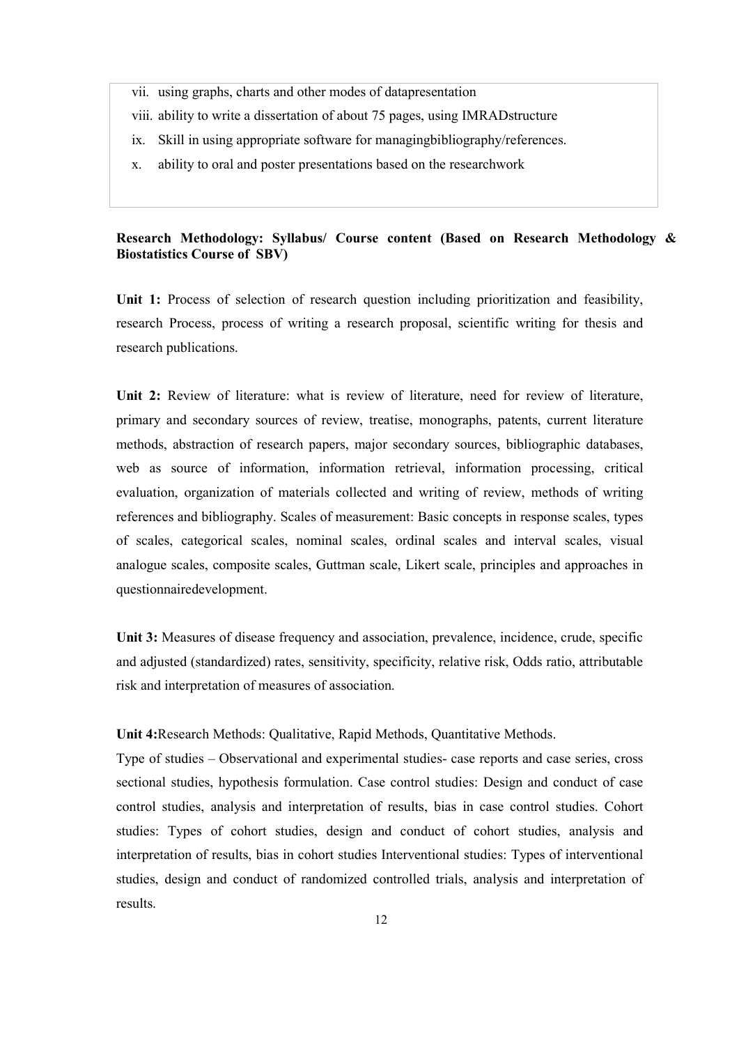vii. using graphs, charts and other modes of datapresentation
viii. ability to write a dissertation of about 75 pages, using IMRADstructure
ix. Skill in using appropriate software for managingbibliography/references.
x. ability to oral and poster presentations based on the researchwork

**Research Methodology: Syllabus/ Course content (Based on Research Methodology & Biostatistics Course of SBV)**

**Unit 1:** Process of selection of research question including prioritization and feasibility, research Process, process of writing a research proposal, scientific writing for thesis and research publications.

**Unit 2:** Review of literature: what is review of literature, need for review of literature, primary and secondary sources of review, treatise, monographs, patents, current literature methods, abstraction of research papers, major secondary sources, bibliographic databases, web as source of information, information retrieval, information processing, critical evaluation, organization of materials collected and writing of review, methods of writing references and bibliography. Scales of measurement: Basic concepts in response scales, types of scales, categorical scales, nominal scales, ordinal scales and interval scales, visual analogue scales, composite scales, Guttman scale, Likert scale, principles and approaches in questionnairedevelopment.

**Unit 3:** Measures of disease frequency and association, prevalence, incidence, crude, specific and adjusted (standardized) rates, sensitivity, specificity, relative risk, Odds ratio, attributable risk and interpretation of measures of association.

**Unit 4:**Research Methods: Qualitative, Rapid Methods, Quantitative Methods.

Type of studies – Observational and experimental studies- case reports and case series, cross sectional studies, hypothesis formulation. Case control studies: Design and conduct of case control studies, analysis and interpretation of results, bias in case control studies. Cohort studies: Types of cohort studies, design and conduct of cohort studies, analysis and interpretation of results, bias in cohort studies Interventional studies: Types of interventional studies, design and conduct of randomized controlled trials, analysis and interpretation of results.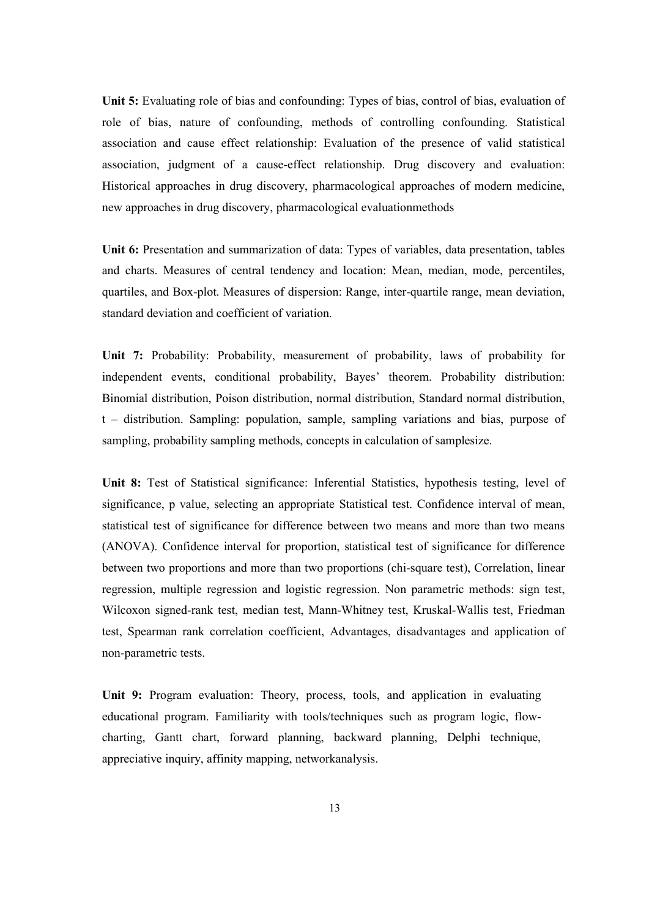**Unit 5:** Evaluating role of bias and confounding: Types of bias, control of bias, evaluation of role of bias, nature of confounding, methods of controlling confounding. Statistical association and cause effect relationship: Evaluation of the presence of valid statistical association, judgment of a cause-effect relationship. Drug discovery and evaluation: Historical approaches in drug discovery, pharmacological approaches of modern medicine, new approaches in drug discovery, pharmacological evaluationmethods

**Unit 6:** Presentation and summarization of data: Types of variables, data presentation, tables and charts. Measures of central tendency and location: Mean, median, mode, percentiles, quartiles, and Box-plot. Measures of dispersion: Range, inter-quartile range, mean deviation, standard deviation and coefficient of variation.

**Unit 7:** Probability: Probability, measurement of probability, laws of probability for independent events, conditional probability, Bayes' theorem. Probability distribution: Binomial distribution, Poison distribution, normal distribution, Standard normal distribution, t – distribution. Sampling: population, sample, sampling variations and bias, purpose of sampling, probability sampling methods, concepts in calculation of samplesize.

**Unit 8:** Test of Statistical significance: Inferential Statistics, hypothesis testing, level of significance, p value, selecting an appropriate Statistical test. Confidence interval of mean, statistical test of significance for difference between two means and more than two means (ANOVA). Confidence interval for proportion, statistical test of significance for difference between two proportions and more than two proportions (chi-square test), Correlation, linear regression, multiple regression and logistic regression. Non parametric methods: sign test, Wilcoxon signed-rank test, median test, Mann-Whitney test, Kruskal-Wallis test, Friedman test, Spearman rank correlation coefficient, Advantages, disadvantages and application of non-parametric tests.

**Unit 9:** Program evaluation: Theory, process, tools, and application in evaluating educational program. Familiarity with tools/techniques such as program logic, flow-charting, Gantt chart, forward planning, backward planning, Delphi technique, appreciative inquiry, affinity mapping, networkanalysis.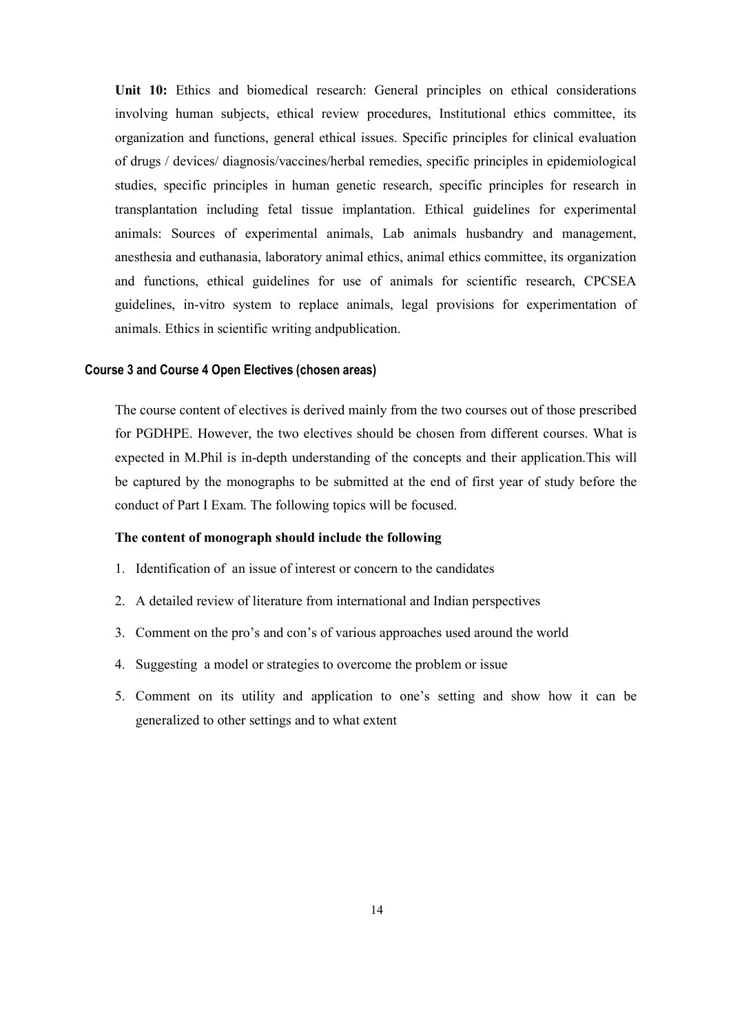**Unit 10:** Ethics and biomedical research: General principles on ethical considerations involving human subjects, ethical review procedures, Institutional ethics committee, its organization and functions, general ethical issues. Specific principles for clinical evaluation of drugs / devices/ diagnosis/vaccines/herbal remedies, specific principles in epidemiological studies, specific principles in human genetic research, specific principles for research in transplantation including fetal tissue implantation. Ethical guidelines for experimental animals: Sources of experimental animals, Lab animals husbandry and management, anesthesia and euthanasia, laboratory animal ethics, animal ethics committee, its organization and functions, ethical guidelines for use of animals for scientific research, CPCSEA guidelines, in-vitro system to replace animals, legal provisions for experimentation of animals. Ethics in scientific writing andpublication.

### Course 3 and Course 4 Open Electives (chosen areas)

The course content of electives is derived mainly from the two courses out of those prescribed for PGDHPE. However, the two electives should be chosen from different courses. What is expected in M.Phil is in-depth understanding of the concepts and their application.This will be captured by the monographs to be submitted at the end of first year of study before the conduct of Part I Exam. The following topics will be focused.

**The content of monograph should include the following**

1. Identification of an issue of interest or concern to the candidates
2. A detailed review of literature from international and Indian perspectives
3. Comment on the pro's and con's of various approaches used around the world
4. Suggesting a model or strategies to overcome the problem or issue
5. Comment on its utility and application to one's setting and show how it can be generalized to other settings and to what extent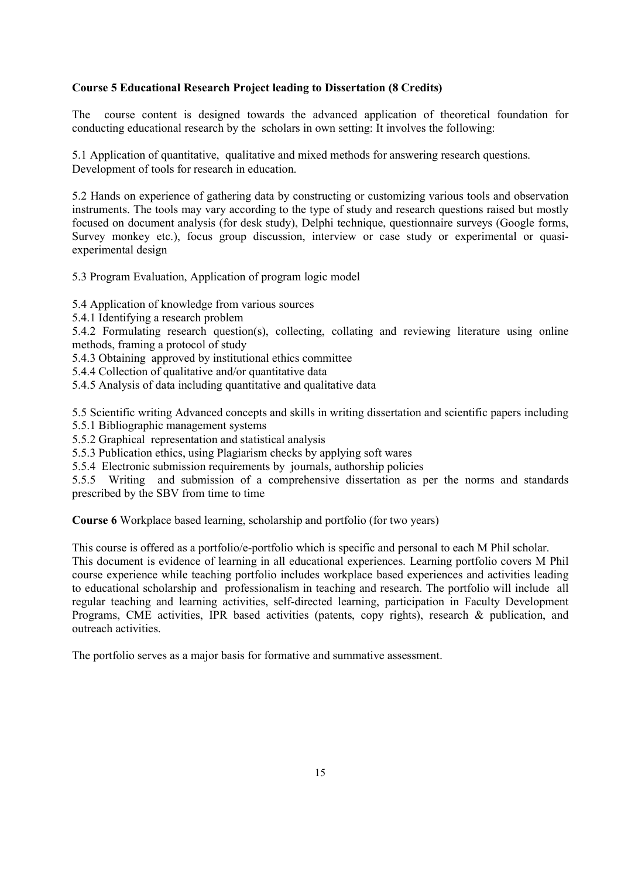**Course 5 Educational Research Project leading to Dissertation (8 Credits)**

The course content is designed towards the advanced application of theoretical foundation for conducting educational research by the scholars in own setting: It involves the following:

5.1 Application of quantitative, qualitative and mixed methods for answering research questions. Development of tools for research in education.

5.2 Hands on experience of gathering data by constructing or customizing various tools and observation instruments. The tools may vary according to the type of study and research questions raised but mostly focused on document analysis (for desk study), Delphi technique, questionnaire surveys (Google forms, Survey monkey etc.), focus group discussion, interview or case study or experimental or quasi-experimental design

5.3 Program Evaluation, Application of program logic model

5.4 Application of knowledge from various sources
5.4.1 Identifying a research problem
5.4.2 Formulating research question(s), collecting, collating and reviewing literature using online methods, framing a protocol of study
5.4.3 Obtaining approved by institutional ethics committee
5.4.4 Collection of qualitative and/or quantitative data
5.4.5 Analysis of data including quantitative and qualitative data

5.5 Scientific writing Advanced concepts and skills in writing dissertation and scientific papers including
5.5.1 Bibliographic management systems
5.5.2 Graphical representation and statistical analysis
5.5.3 Publication ethics, using Plagiarism checks by applying soft wares
5.5.4 Electronic submission requirements by journals, authorship policies
5.5.5 Writing and submission of a comprehensive dissertation as per the norms and standards prescribed by the SBV from time to time

**Course 6** Workplace based learning, scholarship and portfolio (for two years)

This course is offered as a portfolio/e-portfolio which is specific and personal to each M Phil scholar. This document is evidence of learning in all educational experiences. Learning portfolio covers M Phil course experience while teaching portfolio includes workplace based experiences and activities leading to educational scholarship and professionalism in teaching and research. The portfolio will include all regular teaching and learning activities, self-directed learning, participation in Faculty Development Programs, CME activities, IPR based activities (patents, copy rights), research & publication, and outreach activities.

The portfolio serves as a major basis for formative and summative assessment.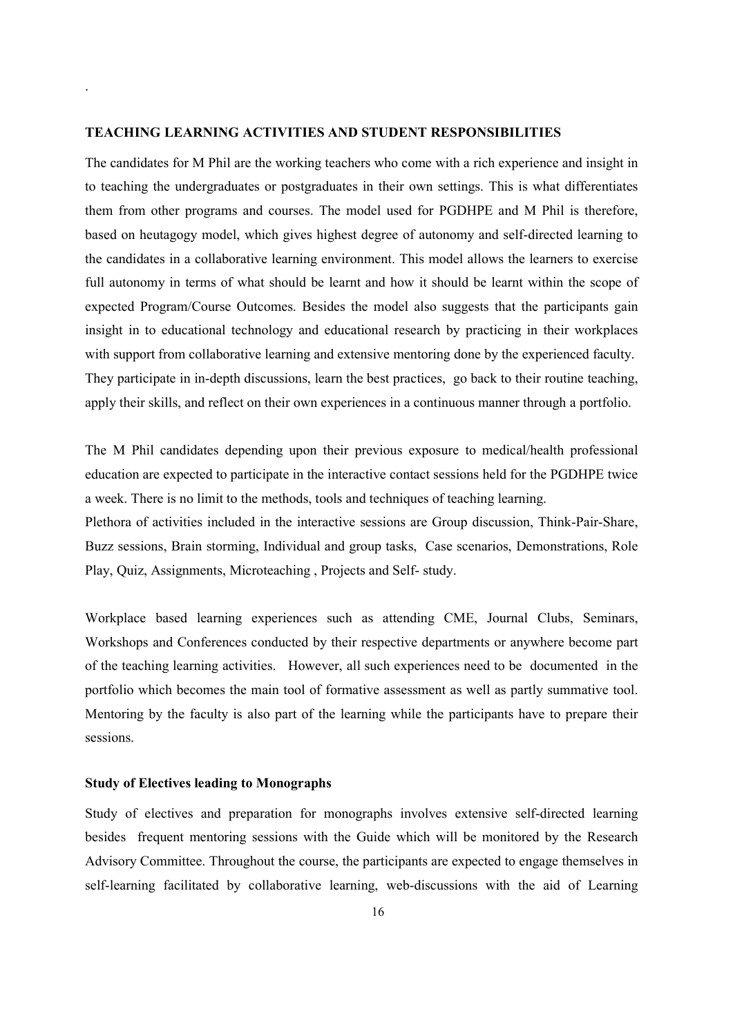## TEACHING LEARNING ACTIVITIES AND STUDENT RESPONSIBILITIES

The candidates for M Phil are the working teachers who come with a rich experience and insight in to teaching the undergraduates or postgraduates in their own settings. This is what differentiates them from other programs and courses. The model used for PGDHPE and M Phil is therefore, based on heutagogy model, which gives highest degree of autonomy and self-directed learning to the candidates in a collaborative learning environment. This model allows the learners to exercise full autonomy in terms of what should be learnt and how it should be learnt within the scope of expected Program/Course Outcomes. Besides the model also suggests that the participants gain insight in to educational technology and educational research by practicing in their workplaces with support from collaborative learning and extensive mentoring done by the experienced faculty. They participate in in-depth discussions, learn the best practices, go back to their routine teaching, apply their skills, and reflect on their own experiences in a continuous manner through a portfolio.

The M Phil candidates depending upon their previous exposure to medical/health professional education are expected to participate in the interactive contact sessions held for the PGDHPE twice a week. There is no limit to the methods, tools and techniques of teaching learning.
Plethora of activities included in the interactive sessions are Group discussion, Think-Pair-Share, Buzz sessions, Brain storming, Individual and group tasks, Case scenarios, Demonstrations, Role Play, Quiz, Assignments, Microteaching , Projects and Self- study.

Workplace based learning experiences such as attending CME, Journal Clubs, Seminars, Workshops and Conferences conducted by their respective departments or anywhere become part of the teaching learning activities. However, all such experiences need to be documented in the portfolio which becomes the main tool of formative assessment as well as partly summative tool. Mentoring by the faculty is also part of the learning while the participants have to prepare their sessions.

### Study of Electives leading to Monographs

Study of electives and preparation for monographs involves extensive self-directed learning besides frequent mentoring sessions with the Guide which will be monitored by the Research Advisory Committee. Throughout the course, the participants are expected to engage themselves in self-learning facilitated by collaborative learning, web-discussions with the aid of Learning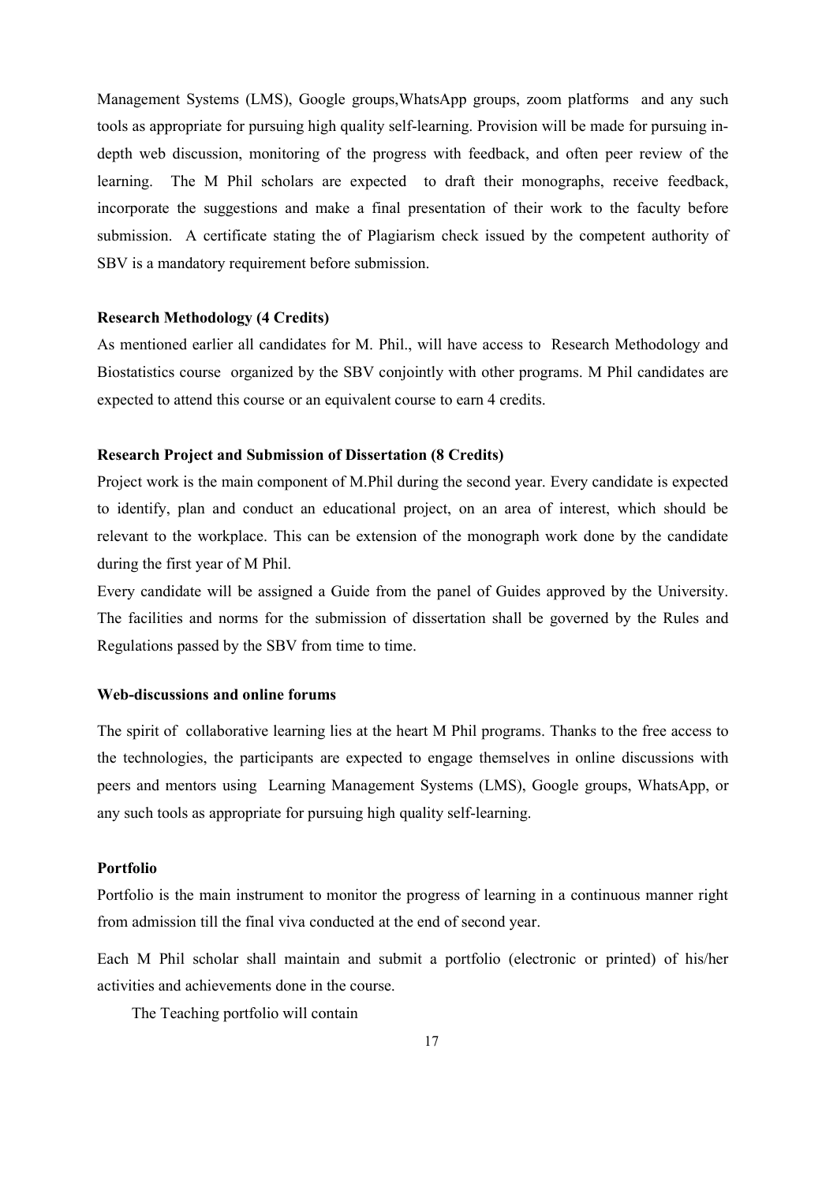Management Systems (LMS), Google groups,WhatsApp groups, zoom platforms and any such tools as appropriate for pursuing high quality self-learning. Provision will be made for pursuing in-depth web discussion, monitoring of the progress with feedback, and often peer review of the learning. The M Phil scholars are expected to draft their monographs, receive feedback, incorporate the suggestions and make a final presentation of their work to the faculty before submission. A certificate stating the of Plagiarism check issued by the competent authority of SBV is a mandatory requirement before submission.

**Research Methodology (4 Credits)**

As mentioned earlier all candidates for M. Phil., will have access to Research Methodology and Biostatistics course organized by the SBV conjointly with other programs. M Phil candidates are expected to attend this course or an equivalent course to earn 4 credits.

**Research Project and Submission of Dissertation (8 Credits)**

Project work is the main component of M.Phil during the second year. Every candidate is expected to identify, plan and conduct an educational project, on an area of interest, which should be relevant to the workplace. This can be extension of the monograph work done by the candidate during the first year of M Phil.

Every candidate will be assigned a Guide from the panel of Guides approved by the University. The facilities and norms for the submission of dissertation shall be governed by the Rules and Regulations passed by the SBV from time to time.

**Web-discussions and online forums**

The spirit of collaborative learning lies at the heart M Phil programs. Thanks to the free access to the technologies, the participants are expected to engage themselves in online discussions with peers and mentors using Learning Management Systems (LMS), Google groups, WhatsApp, or any such tools as appropriate for pursuing high quality self-learning.

**Portfolio**

Portfolio is the main instrument to monitor the progress of learning in a continuous manner right from admission till the final viva conducted at the end of second year.

Each M Phil scholar shall maintain and submit a portfolio (electronic or printed) of his/her activities and achievements done in the course.

The Teaching portfolio will contain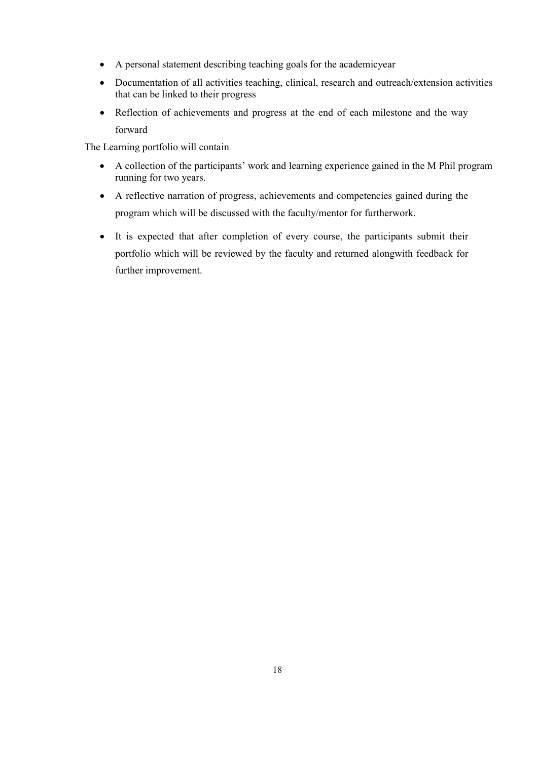- A personal statement describing teaching goals for the academicyear
- Documentation of all activities teaching, clinical, research and outreach/extension activities that can be linked to their progress
- Reflection of achievements and progress at the end of each milestone and the way forward

The Learning portfolio will contain

- A collection of the participants' work and learning experience gained in the M Phil program running for two years.
- A reflective narration of progress, achievements and competencies gained during the program which will be discussed with the faculty/mentor for furtherwork.
- It is expected that after completion of every course, the participants submit their portfolio which will be reviewed by the faculty and returned alongwith feedback for further improvement.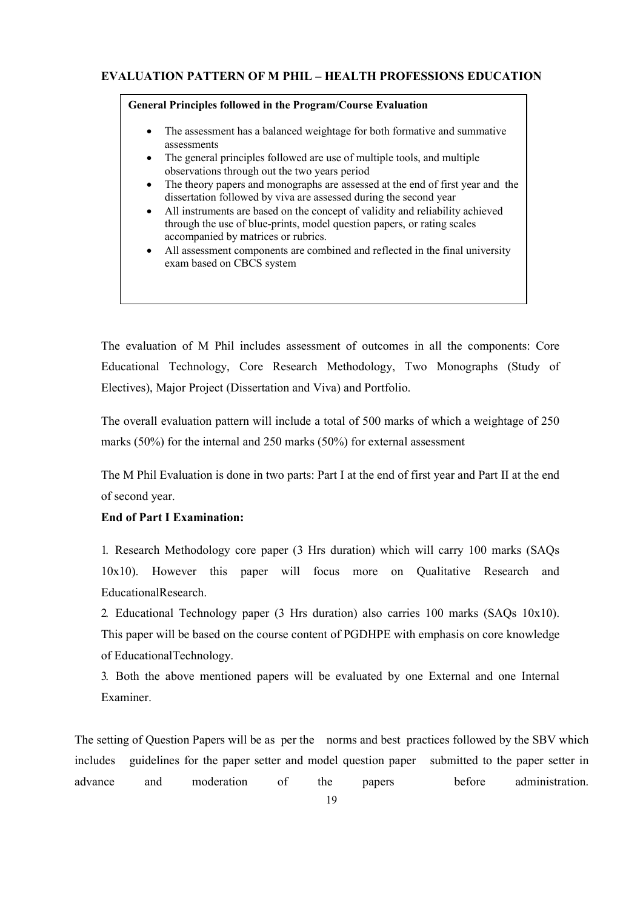## EVALUATION PATTERN OF M PHIL – HEALTH PROFESSIONS EDUCATION

**General Principles followed in the Program/Course Evaluation**

- The assessment has a balanced weightage for both formative and summative assessments
- The general principles followed are use of multiple tools, and multiple observations through out the two years period
- The theory papers and monographs are assessed at the end of first year and the dissertation followed by viva are assessed during the second year
- All instruments are based on the concept of validity and reliability achieved through the use of blue-prints, model question papers, or rating scales accompanied by matrices or rubrics.
- All assessment components are combined and reflected in the final university exam based on CBCS system

The evaluation of M Phil includes assessment of outcomes in all the components: Core Educational Technology, Core Research Methodology, Two Monographs (Study of Electives), Major Project (Dissertation and Viva) and Portfolio.

The overall evaluation pattern will include a total of 500 marks of which a weightage of 250 marks (50%) for the internal and 250 marks (50%) for external assessment

The M Phil Evaluation is done in two parts: Part I at the end of first year and Part II at the end of second year.

**End of Part I Examination:**

1. Research Methodology core paper (3 Hrs duration) which will carry 100 marks (SAQs 10x10). However this paper will focus more on Qualitative Research and EducationalResearch.
2. Educational Technology paper (3 Hrs duration) also carries 100 marks (SAQs 10x10). This paper will be based on the course content of PGDHPE with emphasis on core knowledge of EducationalTechnology.
3. Both the above mentioned papers will be evaluated by one External and one Internal Examiner.

The setting of Question Papers will be as per the norms and best practices followed by the SBV which includes guidelines for the paper setter and model question paper submitted to the paper setter in advance and moderation of the papers before administration.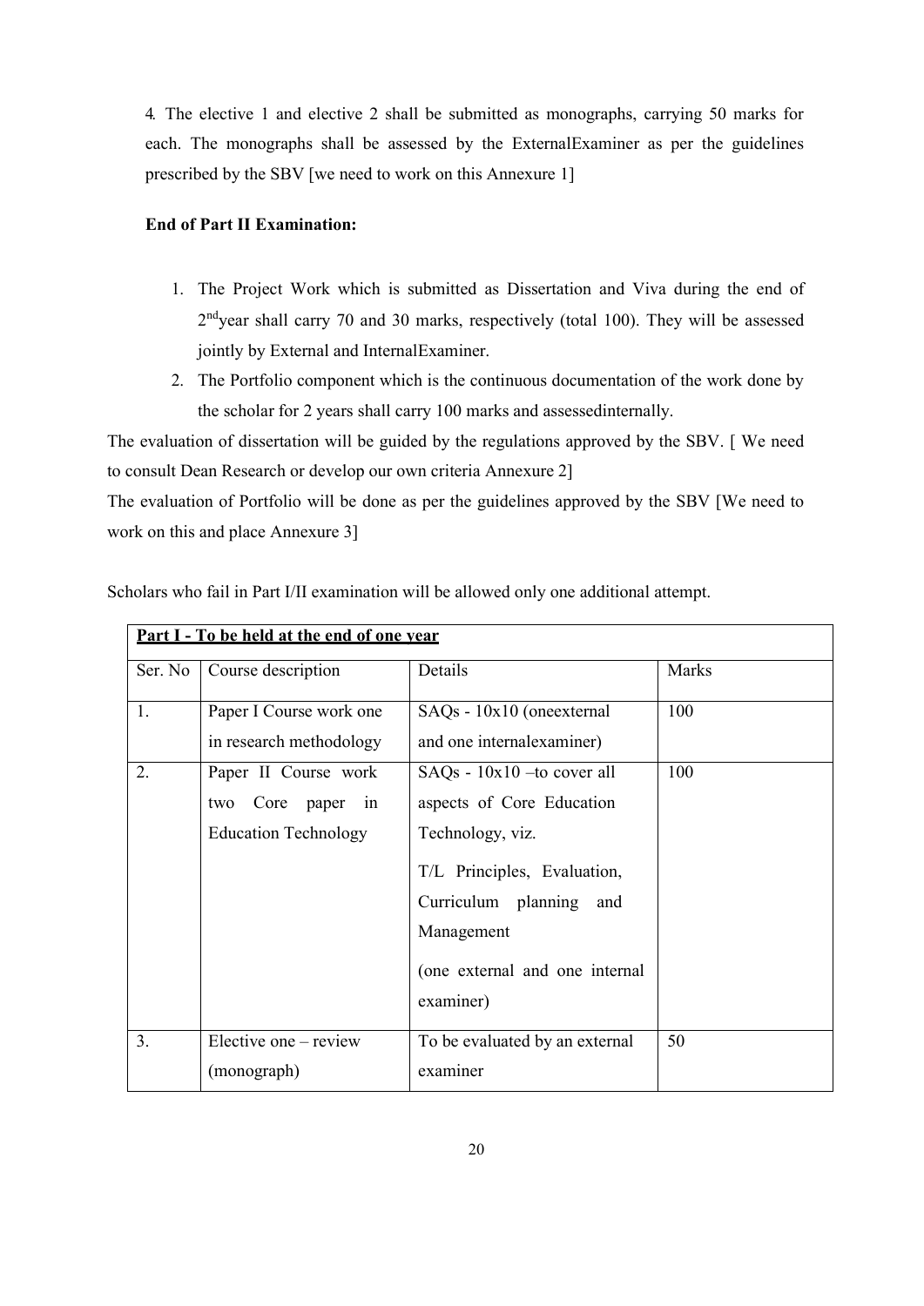4. The elective 1 and elective 2 shall be submitted as monographs, carrying 50 marks for each. The monographs shall be assessed by the ExternalExaminer as per the guidelines prescribed by the SBV [we need to work on this Annexure 1]

**End of Part II Examination:**

1. The Project Work which is submitted as Dissertation and Viva during the end of 2nd year shall carry 70 and 30 marks, respectively (total 100). They will be assessed jointly by External and InternalExaminer.
2. The Portfolio component which is the continuous documentation of the work done by the scholar for 2 years shall carry 100 marks and assessedinternally.

The evaluation of dissertation will be guided by the regulations approved by the SBV. [ We need to consult Dean Research or develop our own criteria Annexure 2]

The evaluation of Portfolio will be done as per the guidelines approved by the SBV [We need to work on this and place Annexure 3]

Scholars who fail in Part I/II examination will be allowed only one additional attempt.

| **Part I - To be held at the end of one year** | | | |
|---|---|---|---|
| Ser. No | Course description | Details | Marks |
| 1. | Paper I Course work one in research methodology | SAQs - 10x10 (oneexternal and one internalexaminer) | 100 |
| 2. | Paper II Course work two Core paper in Education Technology | SAQs - 10x10 –to cover all aspects of Core Education Technology, viz.<br><br>T/L Principles, Evaluation, Curriculum planning and Management<br><br>(one external and one internal examiner) | 100 |
| 3. | Elective one – review (monograph) | To be evaluated by an external examiner | 50 |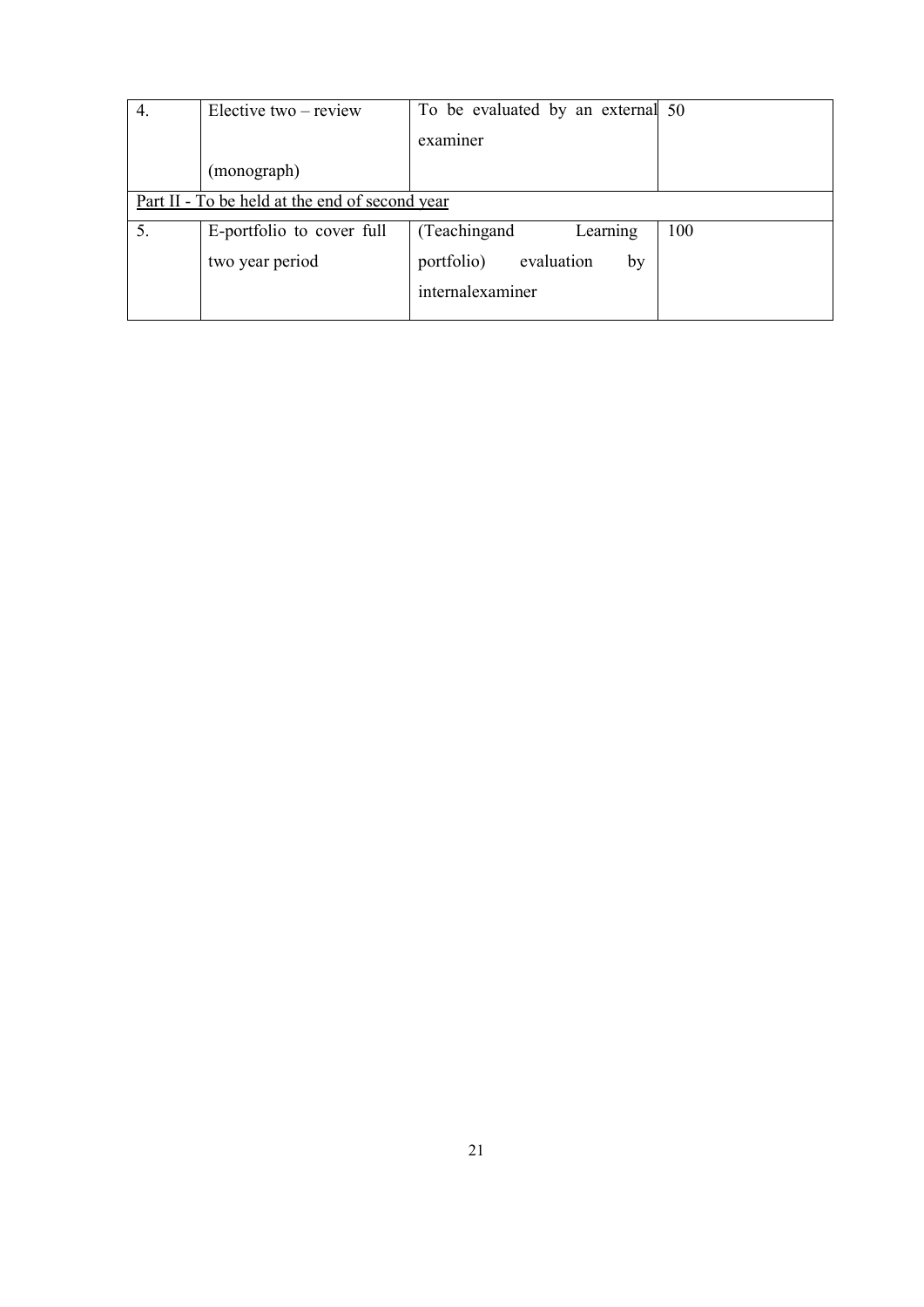| | | | |
|---|---|---|---|
| 4. | Elective two – review (monograph) | To be evaluated by an external examiner | 50 |
| Part II - To be held at the end of second year | | | |
| 5. | E-portfolio to cover full two year period | (Teachingand Learning portfolio) evaluation by internalexaminer | 100 |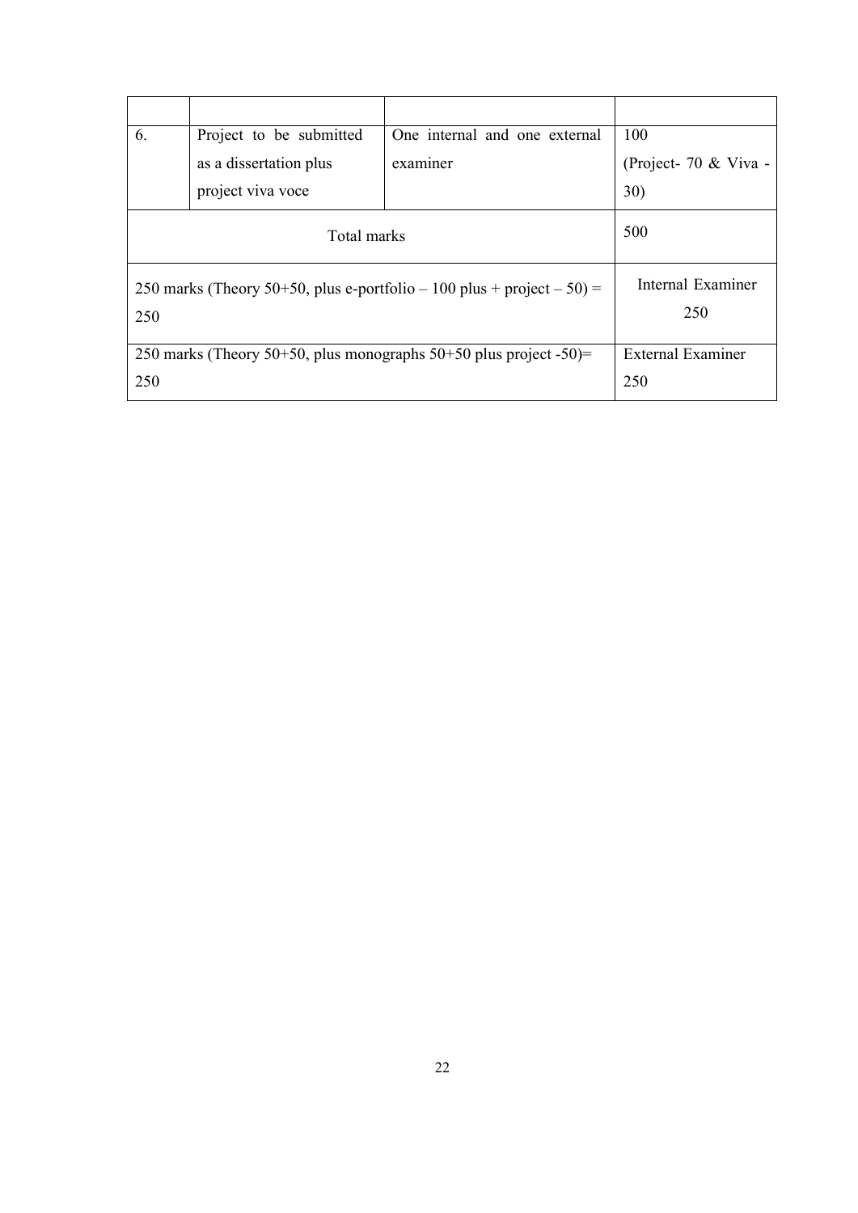| | | | |
|---|---|---|---|
| 6. | Project to be submitted as a dissertation plus project viva voce | One internal and one external examiner | 100 (Project- 70 & Viva - 30) |
| Total marks | | | 500 |
| 250 marks (Theory 50+50, plus e-portfolio – 100 plus + project – 50) = 250 | | | Internal Examiner 250 |
| 250 marks (Theory 50+50, plus monographs 50+50 plus project -50)= 250 | | | External Examiner 250 |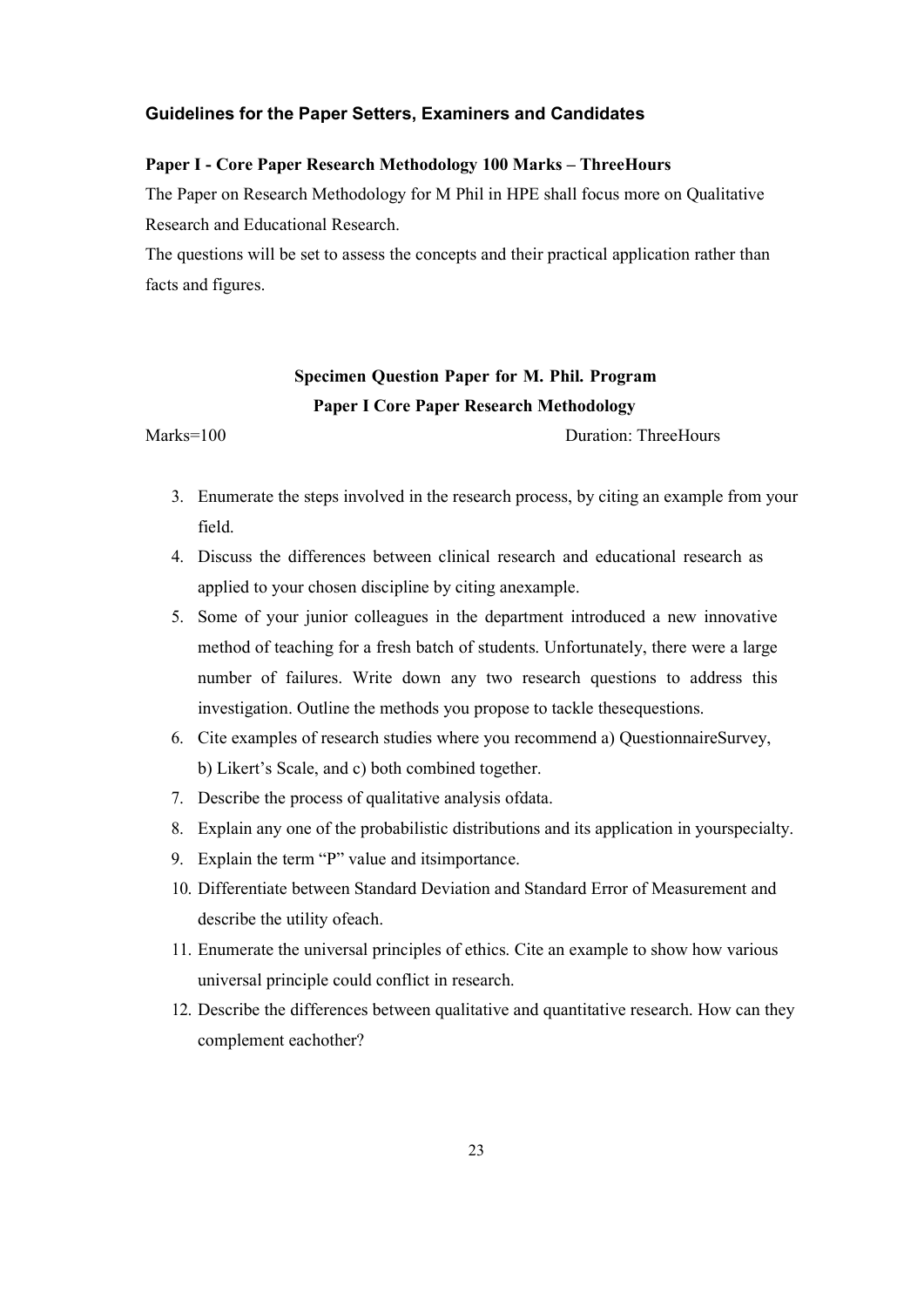### Guidelines for the Paper Setters, Examiners and Candidates

**Paper I - Core Paper Research Methodology 100 Marks – ThreeHours**

The Paper on Research Methodology for M Phil in HPE shall focus more on Qualitative Research and Educational Research.

The questions will be set to assess the concepts and their practical application rather than facts and figures.

**Specimen Question Paper for M. Phil. Program**

**Paper I Core Paper Research Methodology**

Marks=100 Duration: ThreeHours

3. Enumerate the steps involved in the research process, by citing an example from your field.
4. Discuss the differences between clinical research and educational research as applied to your chosen discipline by citing anexample.
5. Some of your junior colleagues in the department introduced a new innovative method of teaching for a fresh batch of students. Unfortunately, there were a large number of failures. Write down any two research questions to address this investigation. Outline the methods you propose to tackle thesequestions.
6. Cite examples of research studies where you recommend a) QuestionnaireSurvey, b) Likert's Scale, and c) both combined together.
7. Describe the process of qualitative analysis ofdata.
8. Explain any one of the probabilistic distributions and its application in yourspecialty.
9. Explain the term "P" value and itsimportance.
10. Differentiate between Standard Deviation and Standard Error of Measurement and describe the utility ofeach.
11. Enumerate the universal principles of ethics. Cite an example to show how various universal principle could conflict in research.
12. Describe the differences between qualitative and quantitative research. How can they complement eachother?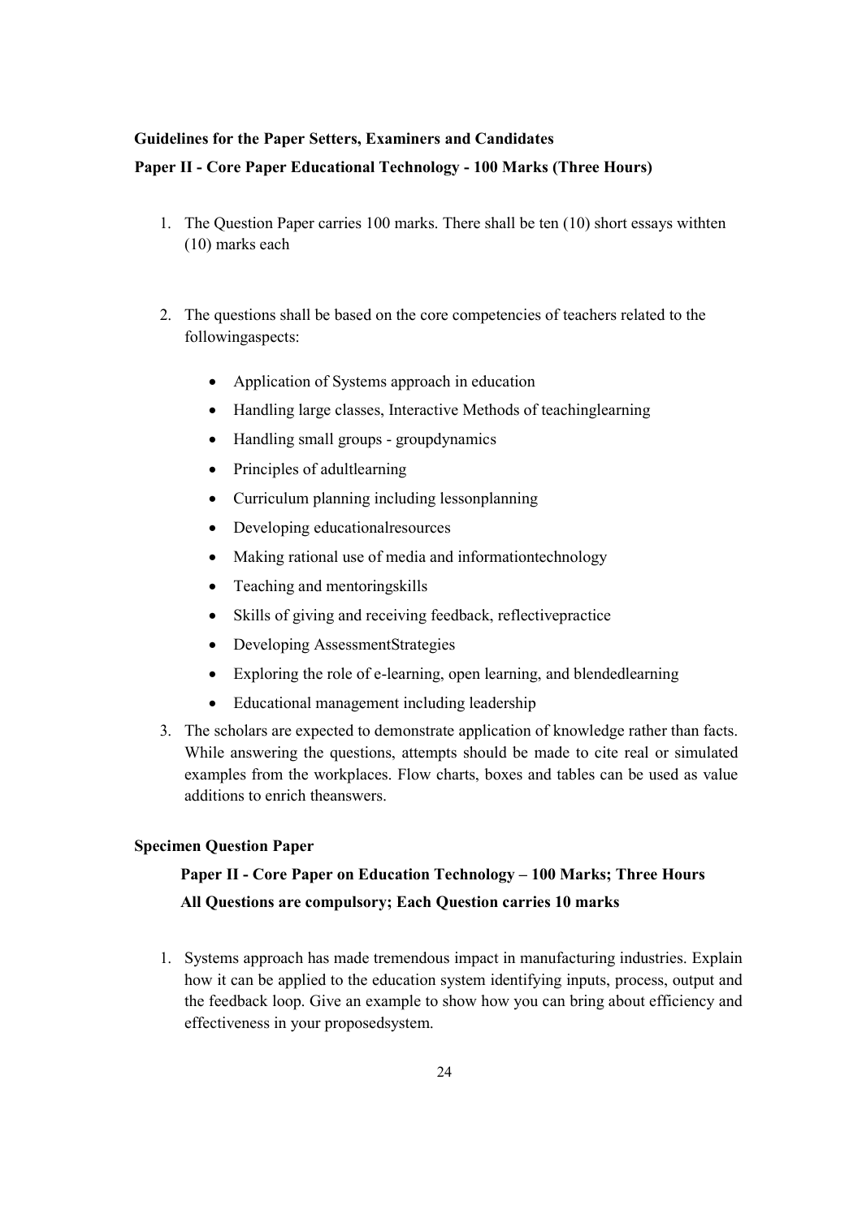**Guidelines for the Paper Setters, Examiners and Candidates**

**Paper II - Core Paper Educational Technology - 100 Marks (Three Hours)**

1. The Question Paper carries 100 marks. There shall be ten (10) short essays withten (10) marks each

2. The questions shall be based on the core competencies of teachers related to the followingaspects:

   - Application of Systems approach in education
   - Handling large classes, Interactive Methods of teachinglearning
   - Handling small groups - groupdynamics
   - Principles of adultlearning
   - Curriculum planning including lessonplanning
   - Developing educationalresources
   - Making rational use of media and informationtechnology
   - Teaching and mentoringskills
   - Skills of giving and receiving feedback, reflectivepractice
   - Developing AssessmentStrategies
   - Exploring the role of e-learning, open learning, and blendedlearning
   - Educational management including leadership

3. The scholars are expected to demonstrate application of knowledge rather than facts. While answering the questions, attempts should be made to cite real or simulated examples from the workplaces. Flow charts, boxes and tables can be used as value additions to enrich theanswers.

**Specimen Question Paper**

**Paper II - Core Paper on Education Technology – 100 Marks; Three Hours**

**All Questions are compulsory; Each Question carries 10 marks**

1. Systems approach has made tremendous impact in manufacturing industries. Explain how it can be applied to the education system identifying inputs, process, output and the feedback loop. Give an example to show how you can bring about efficiency and effectiveness in your proposedsystem.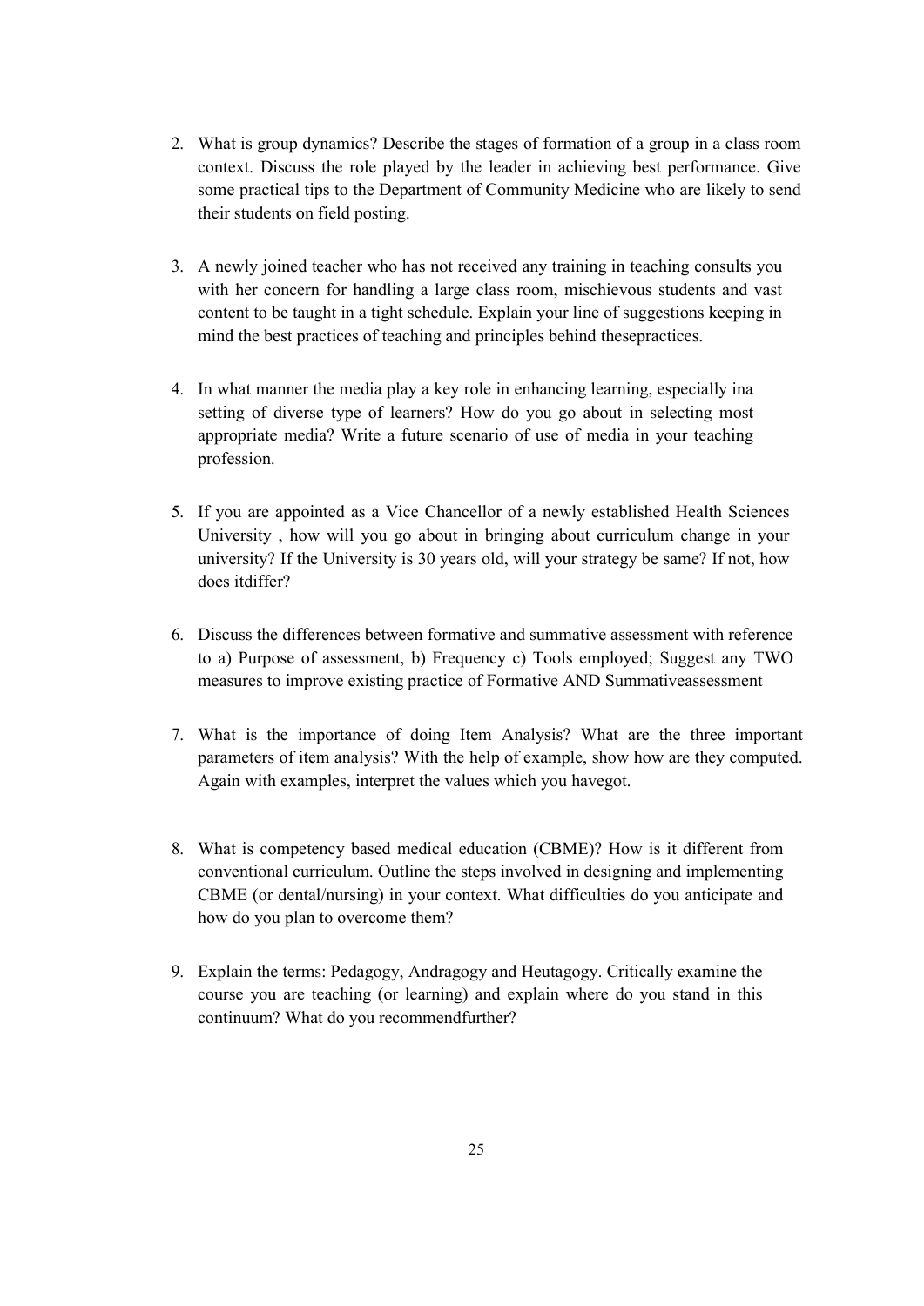2. What is group dynamics? Describe the stages of formation of a group in a class room context. Discuss the role played by the leader in achieving best performance. Give some practical tips to the Department of Community Medicine who are likely to send their students on field posting.

3. A newly joined teacher who has not received any training in teaching consults you with her concern for handling a large class room, mischievous students and vast content to be taught in a tight schedule. Explain your line of suggestions keeping in mind the best practices of teaching and principles behind thesepractices.

4. In what manner the media play a key role in enhancing learning, especially ina setting of diverse type of learners? How do you go about in selecting most appropriate media? Write a future scenario of use of media in your teaching profession.

5. If you are appointed as a Vice Chancellor of a newly established Health Sciences University , how will you go about in bringing about curriculum change in your university? If the University is 30 years old, will your strategy be same? If not, how does itdiffer?

6. Discuss the differences between formative and summative assessment with reference to a) Purpose of assessment, b) Frequency c) Tools employed; Suggest any TWO measures to improve existing practice of Formative AND Summativeassessment

7. What is the importance of doing Item Analysis? What are the three important parameters of item analysis? With the help of example, show how are they computed. Again with examples, interpret the values which you havegot.

8. What is competency based medical education (CBME)? How is it different from conventional curriculum. Outline the steps involved in designing and implementing CBME (or dental/nursing) in your context. What difficulties do you anticipate and how do you plan to overcome them?

9. Explain the terms: Pedagogy, Andragogy and Heutagogy. Critically examine the course you are teaching (or learning) and explain where do you stand in this continuum? What do you recommendfurther?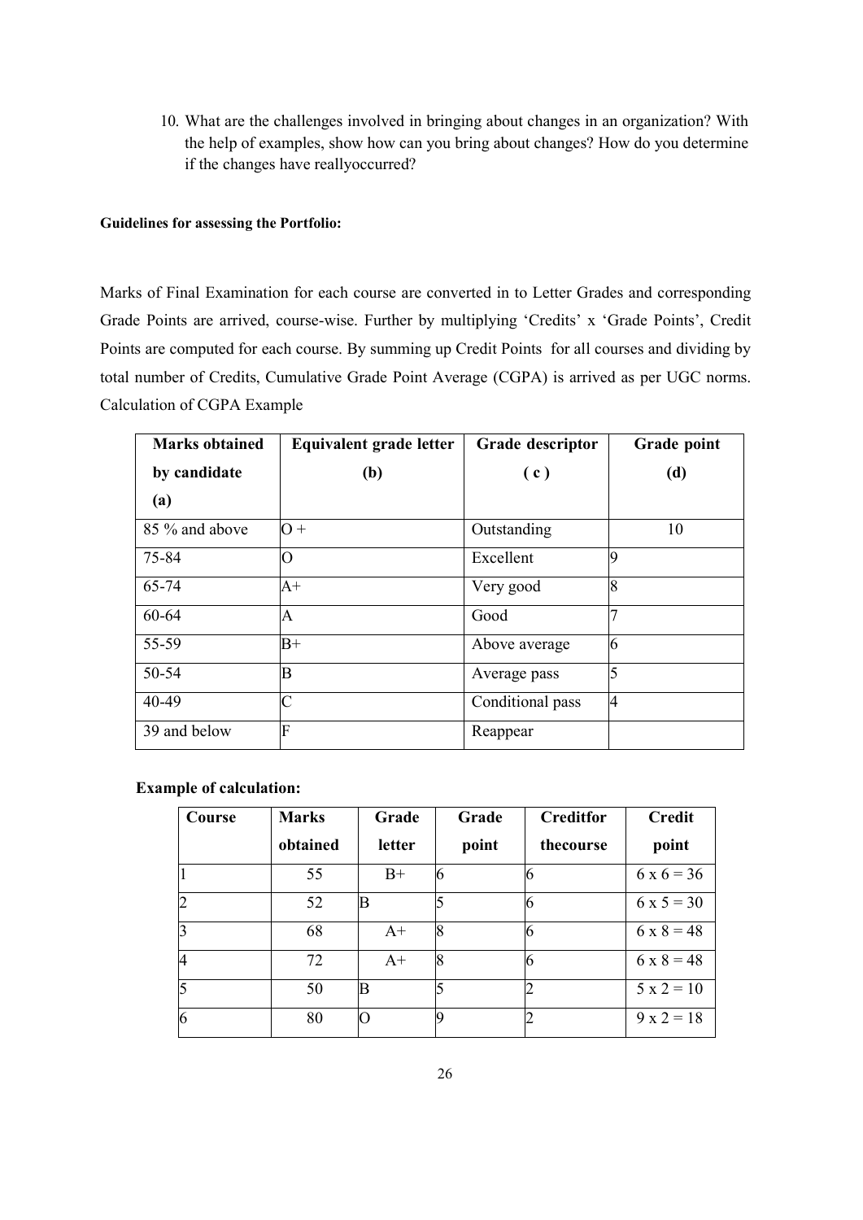10. What are the challenges involved in bringing about changes in an organization? With the help of examples, show how can you bring about changes? How do you determine if the changes have reallyoccurred?

**Guidelines for assessing the Portfolio:**

Marks of Final Examination for each course are converted in to Letter Grades and corresponding Grade Points are arrived, course-wise. Further by multiplying 'Credits' x 'Grade Points', Credit Points are computed for each course. By summing up Credit Points for all courses and dividing by total number of Credits, Cumulative Grade Point Average (CGPA) is arrived as per UGC norms. Calculation of CGPA Example

| **Marks obtained by candidate (a)** | **Equivalent grade letter (b)** | **Grade descriptor ( c )** | **Grade point (d)** |
|---|---|---|---|
| 85 % and above | O + | Outstanding | 10 |
| 75-84 | O | Excellent | 9 |
| 65-74 | A+ | Very good | 8 |
| 60-64 | A | Good | 7 |
| 55-59 | B+ | Above average | 6 |
| 50-54 | B | Average pass | 5 |
| 40-49 | C | Conditional pass | 4 |
| 39 and below | F | Reappear | |

**Example of calculation:**

| **Course** | **Marks obtained** | **Grade letter** | **Grade point** | **Creditfor thecourse** | **Credit point** |
|---|---|---|---|---|---|
| 1 | 55 | B+ | 6 | 6 | 6 x 6 = 36 |
| 2 | 52 | B | 5 | 6 | 6 x 5 = 30 |
| 3 | 68 | A+ | 8 | 6 | 6 x 8 = 48 |
| 4 | 72 | A+ | 8 | 6 | 6 x 8 = 48 |
| 5 | 50 | B | 5 | 2 | 5 x 2 = 10 |
| 6 | 80 | O | 9 | 2 | 9 x 2 = 18 |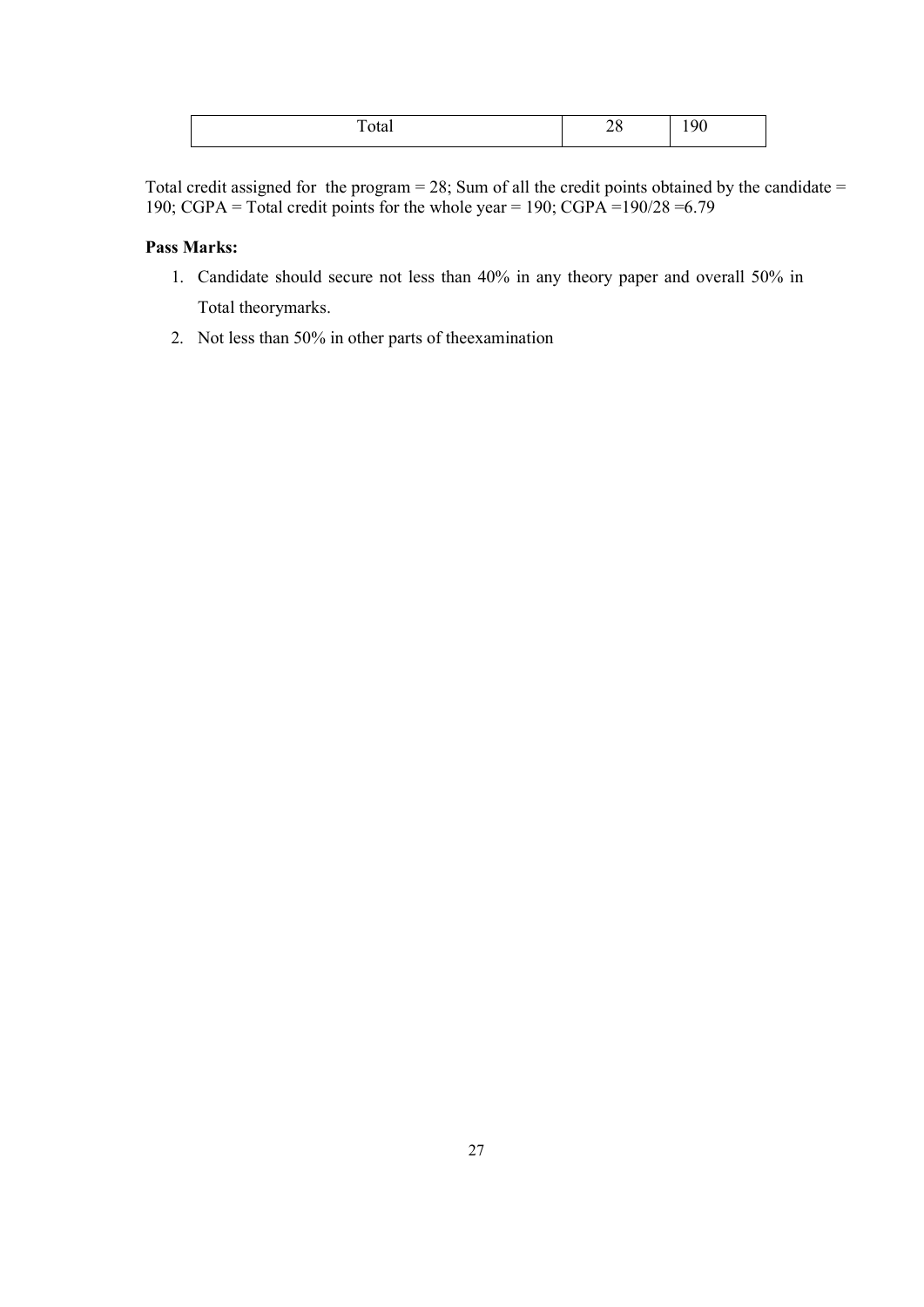| Total | 28 | 190 |
|---|---|---|

Total credit assigned for the program = 28; Sum of all the credit points obtained by the candidate = 190; CGPA = Total credit points for the whole year = 190; CGPA =190/28 =6.79

**Pass Marks:**

1. Candidate should secure not less than 40% in any theory paper and overall 50% in Total theorymarks.
2. Not less than 50% in other parts of theexamination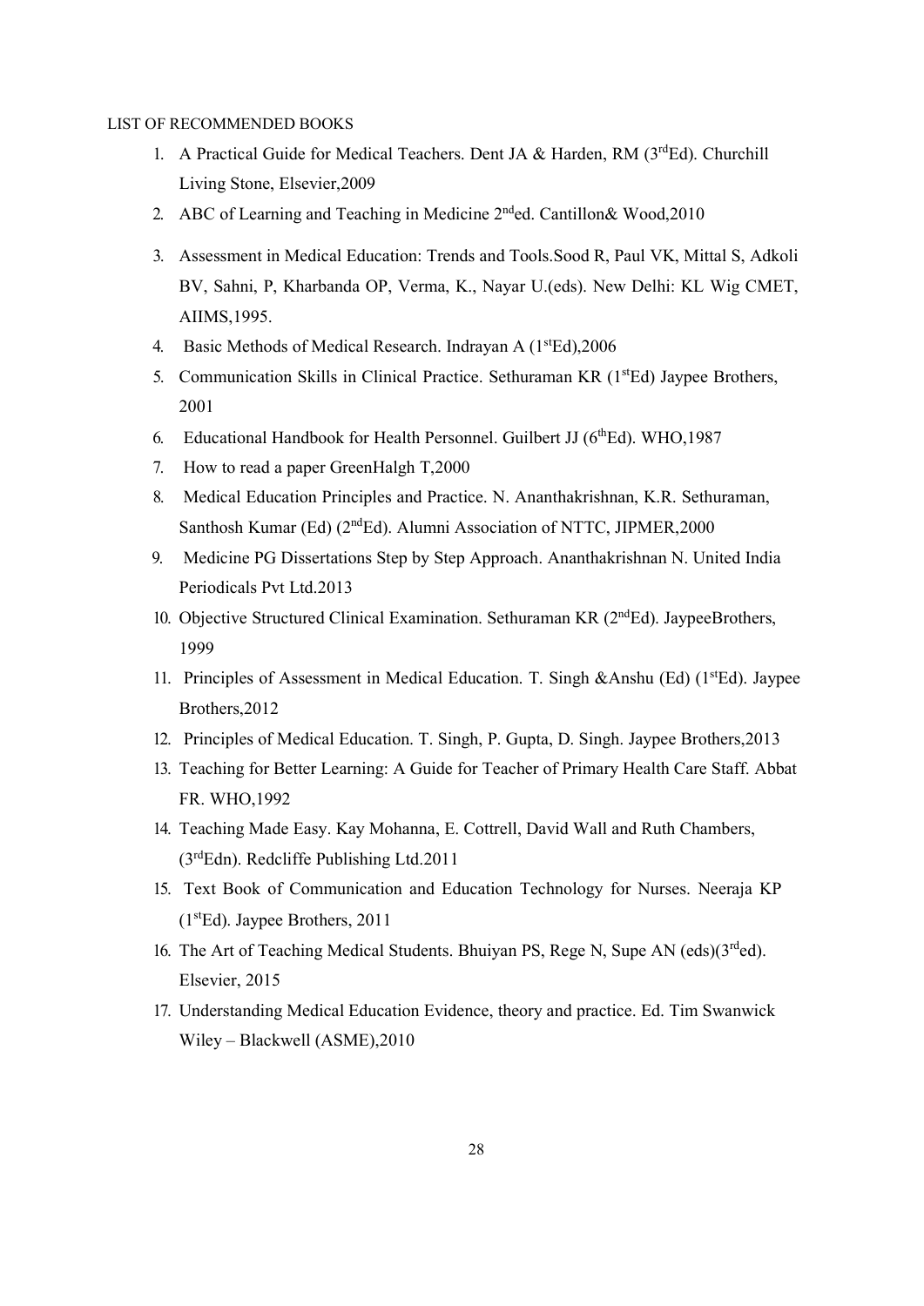LIST OF RECOMMENDED BOOKS

1. A Practical Guide for Medical Teachers. Dent JA & Harden, RM (3rdEd). Churchill Living Stone, Elsevier,2009
2. ABC of Learning and Teaching in Medicine 2nded. Cantillon& Wood,2010
3. Assessment in Medical Education: Trends and Tools.Sood R, Paul VK, Mittal S, Adkoli BV, Sahni, P, Kharbanda OP, Verma, K., Nayar U.(eds). New Delhi: KL Wig CMET, AIIMS,1995.
4. Basic Methods of Medical Research. Indrayan A (1stEd),2006
5. Communication Skills in Clinical Practice. Sethuraman KR (1stEd) Jaypee Brothers, 2001
6. Educational Handbook for Health Personnel. Guilbert JJ (6thEd). WHO,1987
7. How to read a paper GreenHalgh T,2000
8. Medical Education Principles and Practice. N. Ananthakrishnan, K.R. Sethuraman, Santhosh Kumar (Ed) (2ndEd). Alumni Association of NTTC, JIPMER,2000
9. Medicine PG Dissertations Step by Step Approach. Ananthakrishnan N. United India Periodicals Pvt Ltd.2013
10. Objective Structured Clinical Examination. Sethuraman KR (2ndEd). JaypeeBrothers, 1999
11. Principles of Assessment in Medical Education. T. Singh &Anshu (Ed) (1stEd). Jaypee Brothers,2012
12. Principles of Medical Education. T. Singh, P. Gupta, D. Singh. Jaypee Brothers,2013
13. Teaching for Better Learning: A Guide for Teacher of Primary Health Care Staff. Abbat FR. WHO,1992
14. Teaching Made Easy. Kay Mohanna, E. Cottrell, David Wall and Ruth Chambers, (3rdEdn). Redcliffe Publishing Ltd.2011
15. Text Book of Communication and Education Technology for Nurses. Neeraja KP (1stEd). Jaypee Brothers, 2011
16. The Art of Teaching Medical Students. Bhuiyan PS, Rege N, Supe AN (eds)(3rded). Elsevier, 2015
17. Understanding Medical Education Evidence, theory and practice. Ed. Tim Swanwick Wiley – Blackwell (ASME),2010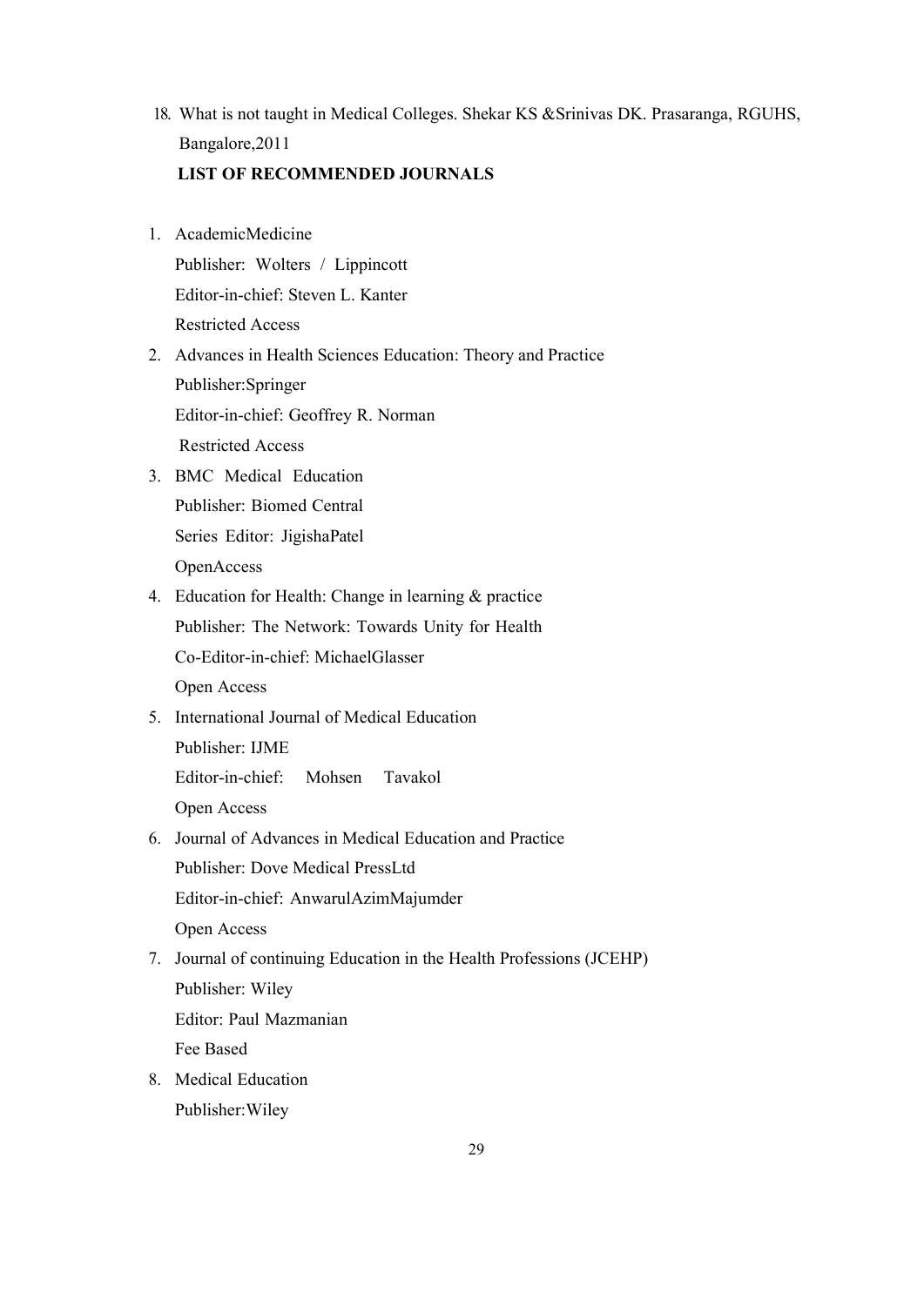18. What is not taught in Medical Colleges. Shekar KS &Srinivas DK. Prasaranga, RGUHS, Bangalore,2011

**LIST OF RECOMMENDED JOURNALS**

1. AcademicMedicine
   Publisher: Wolters / Lippincott
   Editor-in-chief: Steven L. Kanter
   Restricted Access
2. Advances in Health Sciences Education: Theory and Practice
   Publisher:Springer
   Editor-in-chief: Geoffrey R. Norman
   Restricted Access
3. BMC Medical Education
   Publisher: Biomed Central
   Series Editor: JigishaPatel
   OpenAccess
4. Education for Health: Change in learning & practice
   Publisher: The Network: Towards Unity for Health
   Co-Editor-in-chief: MichaelGlasser
   Open Access
5. International Journal of Medical Education
   Publisher: IJME
   Editor-in-chief: Mohsen Tavakol
   Open Access
6. Journal of Advances in Medical Education and Practice
   Publisher: Dove Medical PressLtd
   Editor-in-chief: AnwarulAzimMajumder
   Open Access
7. Journal of continuing Education in the Health Professions (JCEHP)
   Publisher: Wiley
   Editor: Paul Mazmanian
   Fee Based
8. Medical Education
   Publisher:Wiley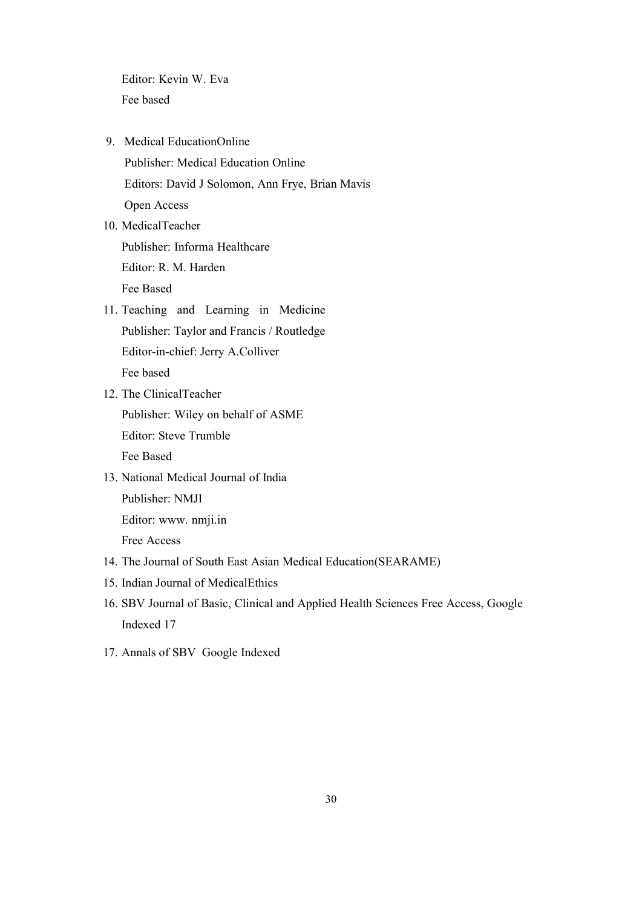Editor: Kevin W. Eva
Fee based

9. Medical EducationOnline
   Publisher: Medical Education Online
   Editors: David J Solomon, Ann Frye, Brian Mavis
   Open Access
10. MedicalTeacher
    Publisher: Informa Healthcare
    Editor: R. M. Harden
    Fee Based
11. Teaching and Learning in Medicine
    Publisher: Taylor and Francis / Routledge
    Editor-in-chief: Jerry A.Colliver
    Fee based
12. The ClinicalTeacher
    Publisher: Wiley on behalf of ASME
    Editor: Steve Trumble
    Fee Based
13. National Medical Journal of India
    Publisher: NMJI
    Editor: www. nmji.in
    Free Access
14. The Journal of South East Asian Medical Education(SEARAME)
15. Indian Journal of MedicalEthics
16. SBV Journal of Basic, Clinical and Applied Health Sciences Free Access, Google Indexed 17
17. Annals of SBV Google Indexed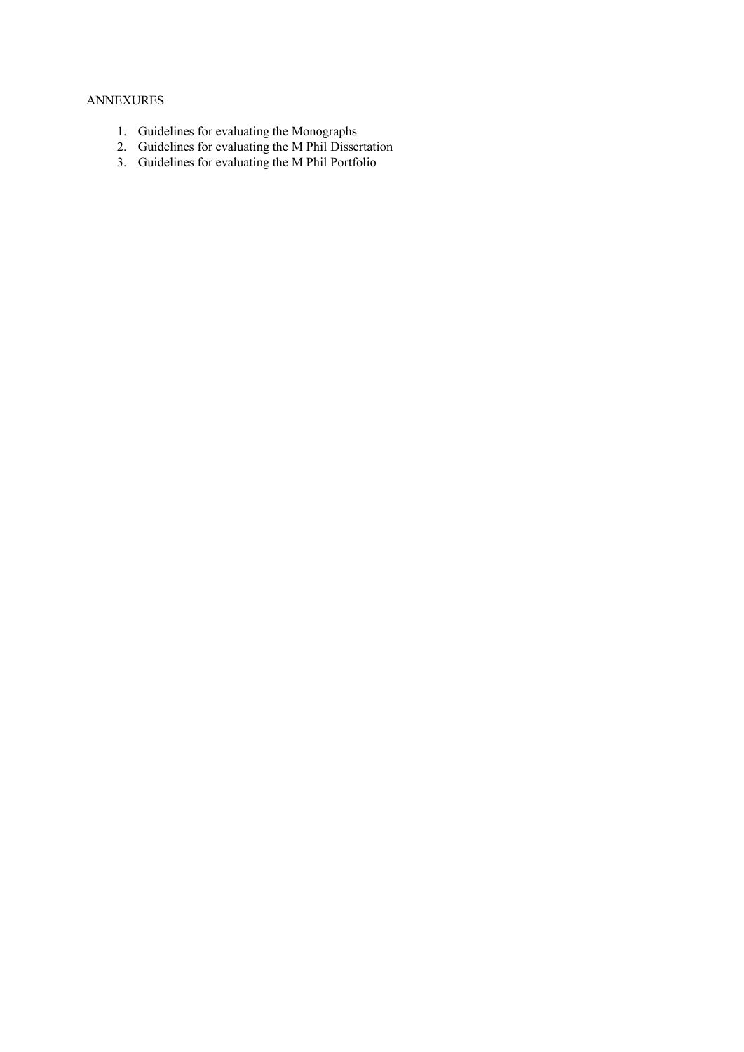ANNEXURES

1. Guidelines for evaluating the Monographs
2. Guidelines for evaluating the M Phil Dissertation
3. Guidelines for evaluating the M Phil Portfolio